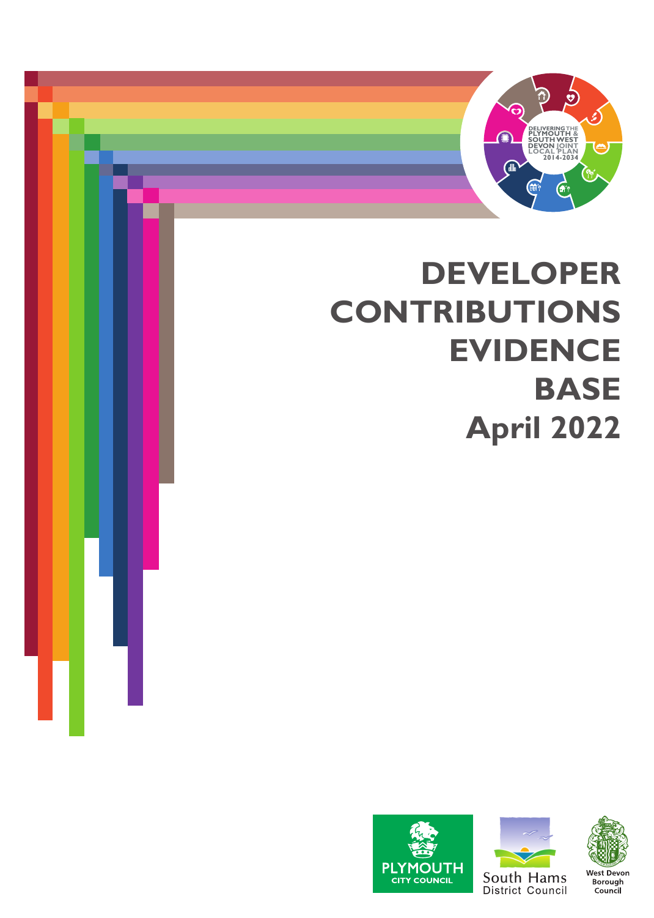DELIVERING THE PLYMOUTH & SOUTH WEST DEVON JOINT LOCAL PLAN 2014-2034

# DEVELOPER CONTRIBUTIONS EVIDENCE BASE

# April 2022

PLYMOUTH CITY COUNCIL

South Hams District Council

West Devon Borough Council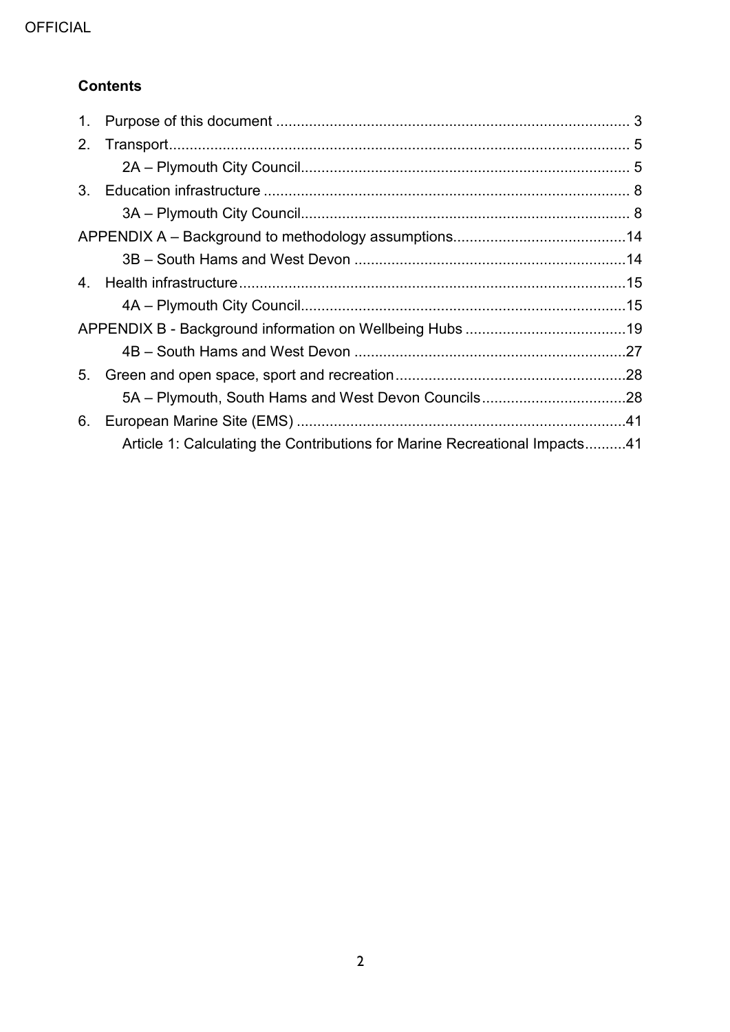**Contents**

1. Purpose of this document ..................................................................................... 3
2. Transport.............................................................................................................. 5
    - 2A – Plymouth City Council............................................................................... 5
3. Education infrastructure ........................................................................................ 8
    - 3A – Plymouth City Council............................................................................... 8

APPENDIX A – Background to methodology assumptions..........................................14

- 3B – South Hams and West Devon .................................................................14

4. Health infrastructure.............................................................................................15
    - 4A – Plymouth City Council..............................................................................15

APPENDIX B - Background information on Wellbeing Hubs .......................................19

- 4B – South Hams and West Devon .................................................................27

5. Green and open space, sport and recreation........................................................28
    - 5A – Plymouth, South Hams and West Devon Councils...................................28
6. European Marine Site (EMS) ...............................................................................41
    - Article 1: Calculating the Contributions for Marine Recreational Impacts..........41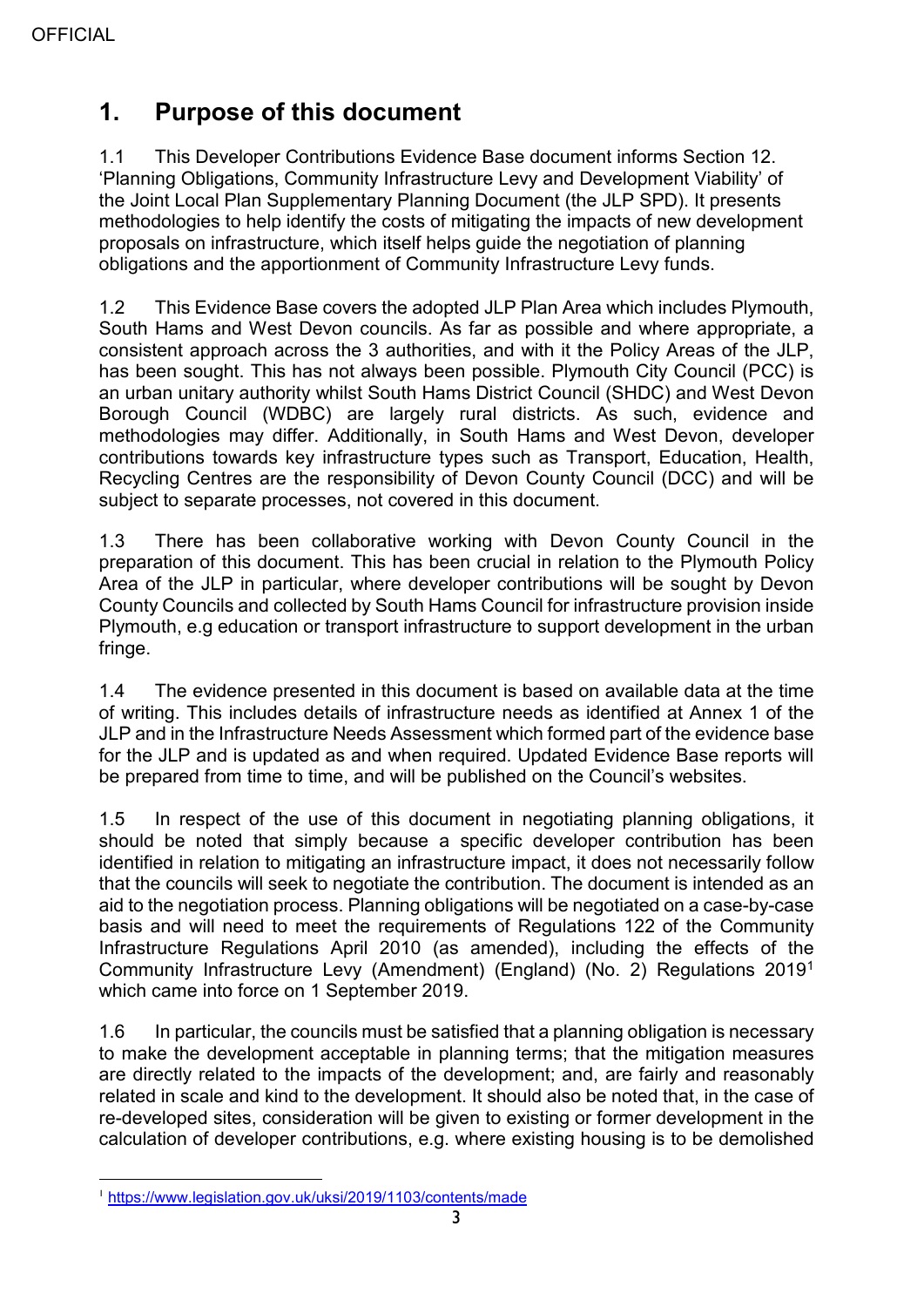## 1. Purpose of this document

1.1 This Developer Contributions Evidence Base document informs Section 12. 'Planning Obligations, Community Infrastructure Levy and Development Viability' of the Joint Local Plan Supplementary Planning Document (the JLP SPD). It presents methodologies to help identify the costs of mitigating the impacts of new development proposals on infrastructure, which itself helps guide the negotiation of planning obligations and the apportionment of Community Infrastructure Levy funds.

1.2 This Evidence Base covers the adopted JLP Plan Area which includes Plymouth, South Hams and West Devon councils. As far as possible and where appropriate, a consistent approach across the 3 authorities, and with it the Policy Areas of the JLP, has been sought. This has not always been possible. Plymouth City Council (PCC) is an urban unitary authority whilst South Hams District Council (SHDC) and West Devon Borough Council (WDBC) are largely rural districts. As such, evidence and methodologies may differ. Additionally, in South Hams and West Devon, developer contributions towards key infrastructure types such as Transport, Education, Health, Recycling Centres are the responsibility of Devon County Council (DCC) and will be subject to separate processes, not covered in this document.

1.3 There has been collaborative working with Devon County Council in the preparation of this document. This has been crucial in relation to the Plymouth Policy Area of the JLP in particular, where developer contributions will be sought by Devon County Councils and collected by South Hams Council for infrastructure provision inside Plymouth, e.g education or transport infrastructure to support development in the urban fringe.

1.4 The evidence presented in this document is based on available data at the time of writing. This includes details of infrastructure needs as identified at Annex 1 of the JLP and in the Infrastructure Needs Assessment which formed part of the evidence base for the JLP and is updated as and when required. Updated Evidence Base reports will be prepared from time to time, and will be published on the Council's websites.

1.5 In respect of the use of this document in negotiating planning obligations, it should be noted that simply because a specific developer contribution has been identified in relation to mitigating an infrastructure impact, it does not necessarily follow that the councils will seek to negotiate the contribution. The document is intended as an aid to the negotiation process. Planning obligations will be negotiated on a case-by-case basis and will need to meet the requirements of Regulations 122 of the Community Infrastructure Regulations April 2010 (as amended), including the effects of the Community Infrastructure Levy (Amendment) (England) (No. 2) Regulations 2019[1] which came into force on 1 September 2019.

1.6 In particular, the councils must be satisfied that a planning obligation is necessary to make the development acceptable in planning terms; that the mitigation measures are directly related to the impacts of the development; and, are fairly and reasonably related in scale and kind to the development. It should also be noted that, in the case of re-developed sites, consideration will be given to existing or former development in the calculation of developer contributions, e.g. where existing housing is to be demolished

---

[1] https://www.legislation.gov.uk/uksi/2019/1103/contents/made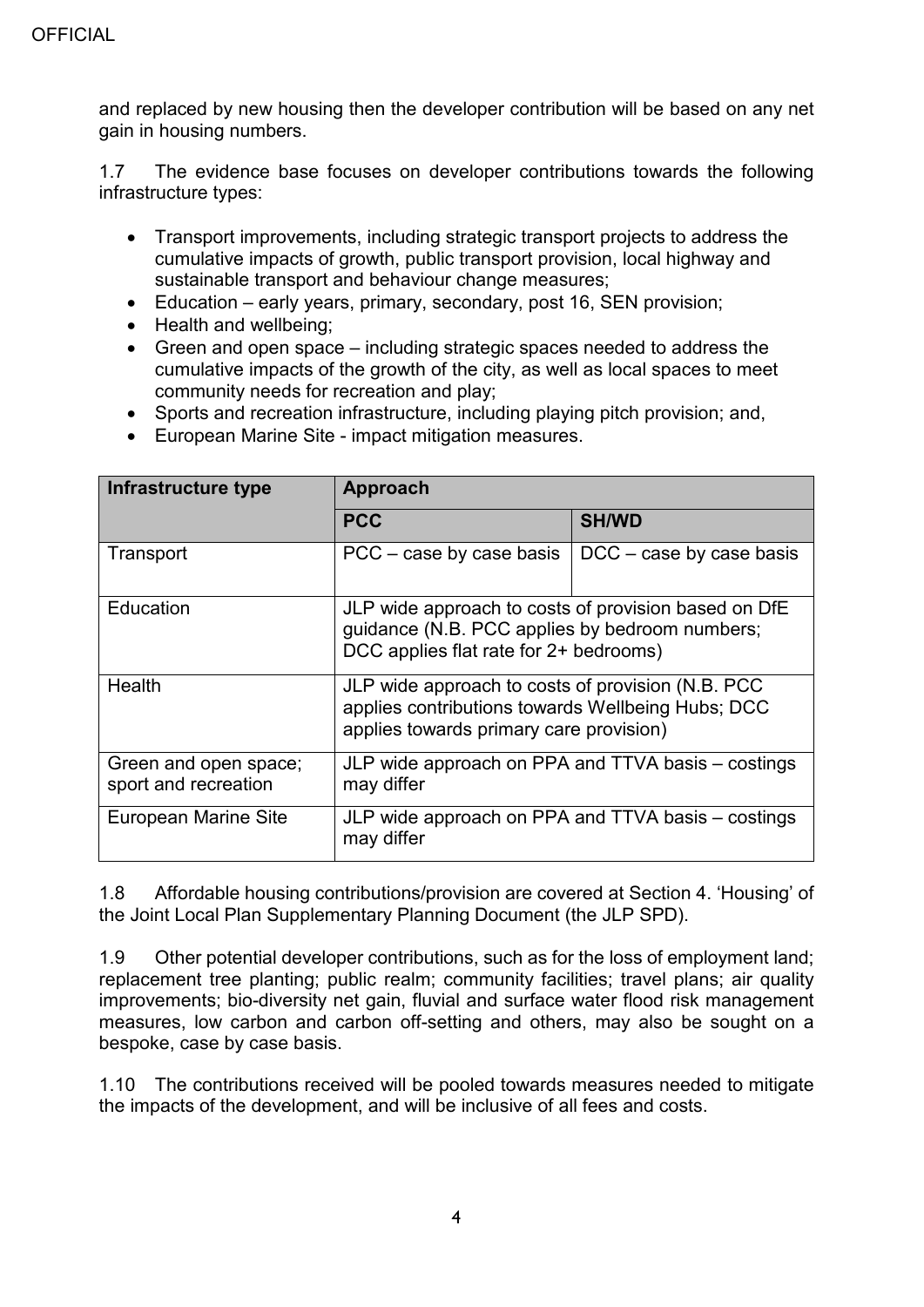and replaced by new housing then the developer contribution will be based on any net gain in housing numbers.

1.7 The evidence base focuses on developer contributions towards the following infrastructure types:

- Transport improvements, including strategic transport projects to address the cumulative impacts of growth, public transport provision, local highway and sustainable transport and behaviour change measures;
- Education – early years, primary, secondary, post 16, SEN provision;
- Health and wellbeing;
- Green and open space – including strategic spaces needed to address the cumulative impacts of the growth of the city, as well as local spaces to meet community needs for recreation and play;
- Sports and recreation infrastructure, including playing pitch provision; and,
- European Marine Site - impact mitigation measures.

| Infrastructure type | Approach | |
|---|---|---|
| | **PCC** | **SH/WD** |
| Transport | PCC – case by case basis | DCC – case by case basis |
| Education | JLP wide approach to costs of provision based on DfE guidance (N.B. PCC applies by bedroom numbers; DCC applies flat rate for 2+ bedrooms) | |
| Health | JLP wide approach to costs of provision (N.B. PCC applies contributions towards Wellbeing Hubs; DCC applies towards primary care provision) | |
| Green and open space; sport and recreation | JLP wide approach on PPA and TTVA basis – costings may differ | |
| European Marine Site | JLP wide approach on PPA and TTVA basis – costings may differ | |

1.8 Affordable housing contributions/provision are covered at Section 4. 'Housing' of the Joint Local Plan Supplementary Planning Document (the JLP SPD).

1.9 Other potential developer contributions, such as for the loss of employment land; replacement tree planting; public realm; community facilities; travel plans; air quality improvements; bio-diversity net gain, fluvial and surface water flood risk management measures, low carbon and carbon off-setting and others, may also be sought on a bespoke, case by case basis.

1.10 The contributions received will be pooled towards measures needed to mitigate the impacts of the development, and will be inclusive of all fees and costs.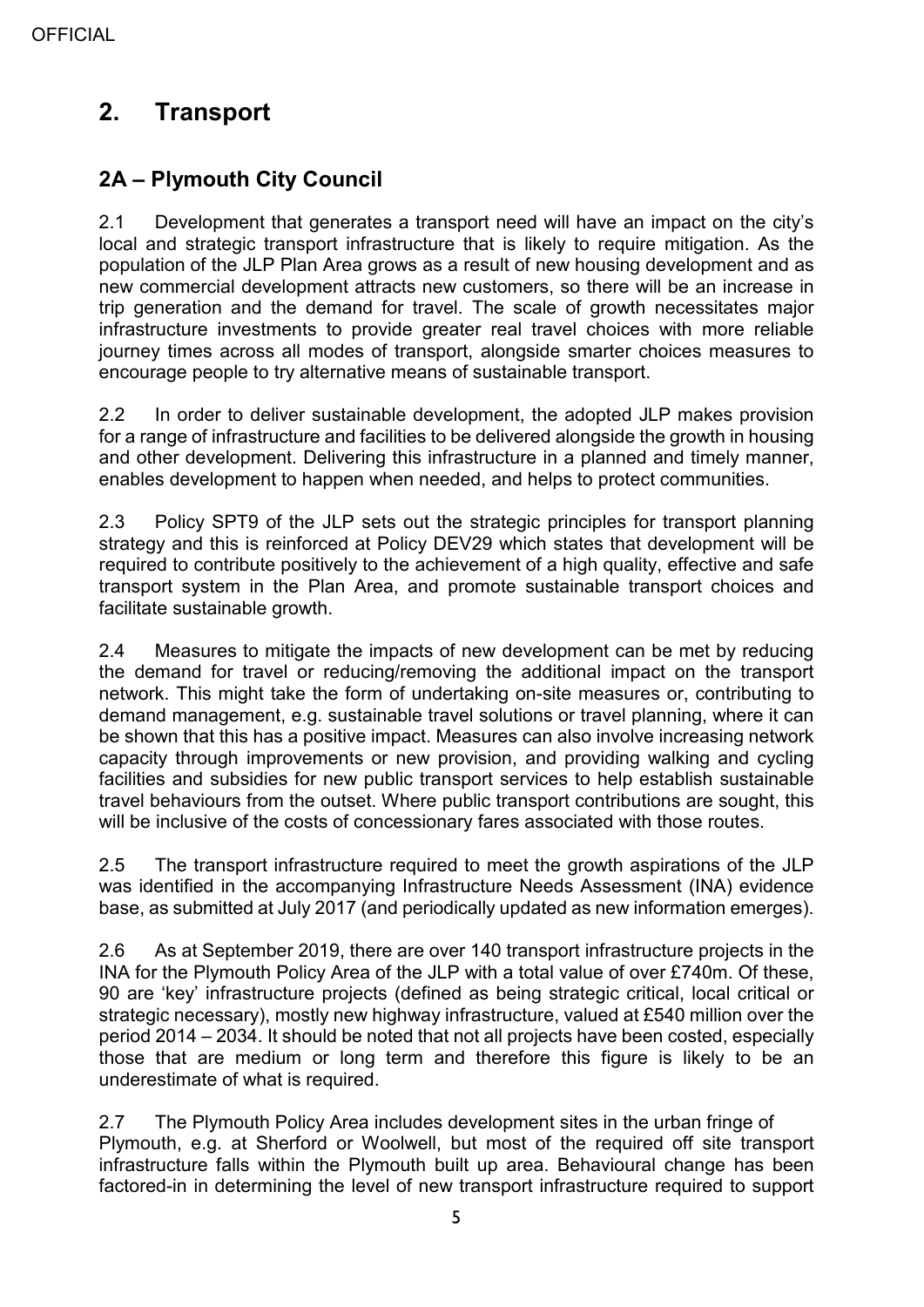## 2. Transport

### 2A – Plymouth City Council

2.1 Development that generates a transport need will have an impact on the city's local and strategic transport infrastructure that is likely to require mitigation. As the population of the JLP Plan Area grows as a result of new housing development and as new commercial development attracts new customers, so there will be an increase in trip generation and the demand for travel. The scale of growth necessitates major infrastructure investments to provide greater real travel choices with more reliable journey times across all modes of transport, alongside smarter choices measures to encourage people to try alternative means of sustainable transport.

2.2 In order to deliver sustainable development, the adopted JLP makes provision for a range of infrastructure and facilities to be delivered alongside the growth in housing and other development. Delivering this infrastructure in a planned and timely manner, enables development to happen when needed, and helps to protect communities.

2.3 Policy SPT9 of the JLP sets out the strategic principles for transport planning strategy and this is reinforced at Policy DEV29 which states that development will be required to contribute positively to the achievement of a high quality, effective and safe transport system in the Plan Area, and promote sustainable transport choices and facilitate sustainable growth.

2.4 Measures to mitigate the impacts of new development can be met by reducing the demand for travel or reducing/removing the additional impact on the transport network. This might take the form of undertaking on-site measures or, contributing to demand management, e.g. sustainable travel solutions or travel planning, where it can be shown that this has a positive impact. Measures can also involve increasing network capacity through improvements or new provision, and providing walking and cycling facilities and subsidies for new public transport services to help establish sustainable travel behaviours from the outset. Where public transport contributions are sought, this will be inclusive of the costs of concessionary fares associated with those routes.

2.5 The transport infrastructure required to meet the growth aspirations of the JLP was identified in the accompanying Infrastructure Needs Assessment (INA) evidence base, as submitted at July 2017 (and periodically updated as new information emerges).

2.6 As at September 2019, there are over 140 transport infrastructure projects in the INA for the Plymouth Policy Area of the JLP with a total value of over £740m. Of these, 90 are 'key' infrastructure projects (defined as being strategic critical, local critical or strategic necessary), mostly new highway infrastructure, valued at £540 million over the period 2014 – 2034. It should be noted that not all projects have been costed, especially those that are medium or long term and therefore this figure is likely to be an underestimate of what is required.

2.7 The Plymouth Policy Area includes development sites in the urban fringe of Plymouth, e.g. at Sherford or Woolwell, but most of the required off site transport infrastructure falls within the Plymouth built up area. Behavioural change has been factored-in in determining the level of new transport infrastructure required to support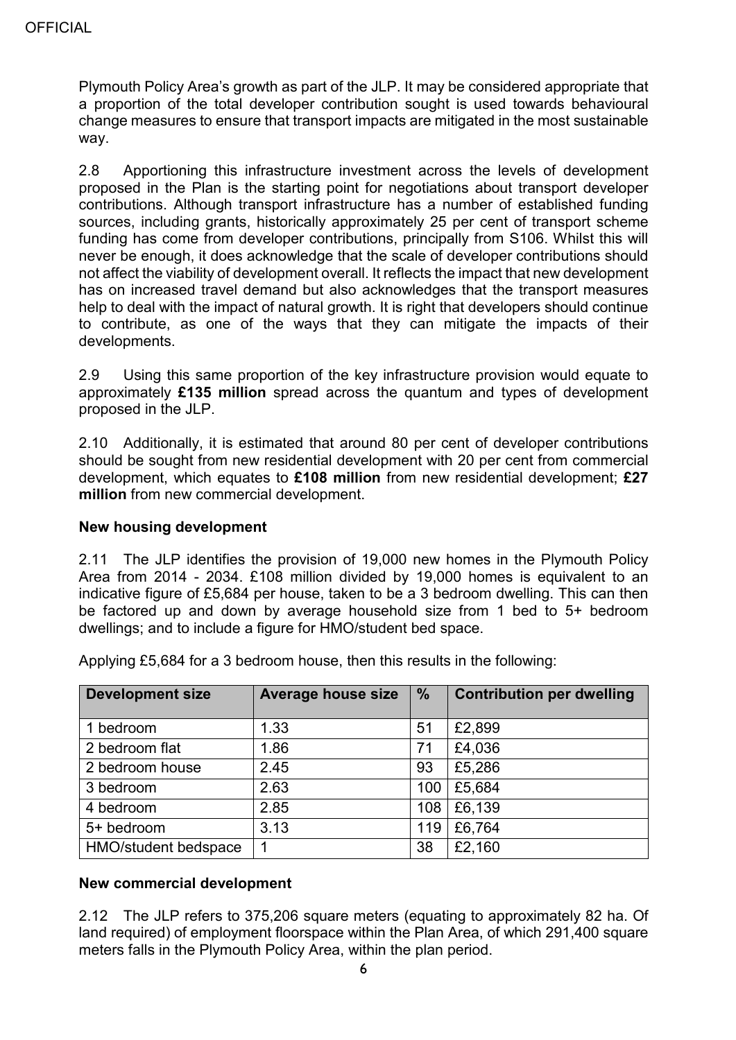Plymouth Policy Area's growth as part of the JLP. It may be considered appropriate that a proportion of the total developer contribution sought is used towards behavioural change measures to ensure that transport impacts are mitigated in the most sustainable way.

2.8 Apportioning this infrastructure investment across the levels of development proposed in the Plan is the starting point for negotiations about transport developer contributions. Although transport infrastructure has a number of established funding sources, including grants, historically approximately 25 per cent of transport scheme funding has come from developer contributions, principally from S106. Whilst this will never be enough, it does acknowledge that the scale of developer contributions should not affect the viability of development overall. It reflects the impact that new development has on increased travel demand but also acknowledges that the transport measures help to deal with the impact of natural growth. It is right that developers should continue to contribute, as one of the ways that they can mitigate the impacts of their developments.

2.9 Using this same proportion of the key infrastructure provision would equate to approximately **£135 million** spread across the quantum and types of development proposed in the JLP.

2.10 Additionally, it is estimated that around 80 per cent of developer contributions should be sought from new residential development with 20 per cent from commercial development, which equates to **£108 million** from new residential development; **£27 million** from new commercial development.

**New housing development**

2.11 The JLP identifies the provision of 19,000 new homes in the Plymouth Policy Area from 2014 - 2034. £108 million divided by 19,000 homes is equivalent to an indicative figure of £5,684 per house, taken to be a 3 bedroom dwelling. This can then be factored up and down by average household size from 1 bed to 5+ bedroom dwellings; and to include a figure for HMO/student bed space.

Applying £5,684 for a 3 bedroom house, then this results in the following:

| Development size | Average house size | % | Contribution per dwelling |
|---|---|---|---|
| 1 bedroom | 1.33 | 51 | £2,899 |
| 2 bedroom flat | 1.86 | 71 | £4,036 |
| 2 bedroom house | 2.45 | 93 | £5,286 |
| 3 bedroom | 2.63 | 100 | £5,684 |
| 4 bedroom | 2.85 | 108 | £6,139 |
| 5+ bedroom | 3.13 | 119 | £6,764 |
| HMO/student bedspace | 1 | 38 | £2,160 |

**New commercial development**

2.12 The JLP refers to 375,206 square meters (equating to approximately 82 ha. Of land required) of employment floorspace within the Plan Area, of which 291,400 square meters falls in the Plymouth Policy Area, within the plan period.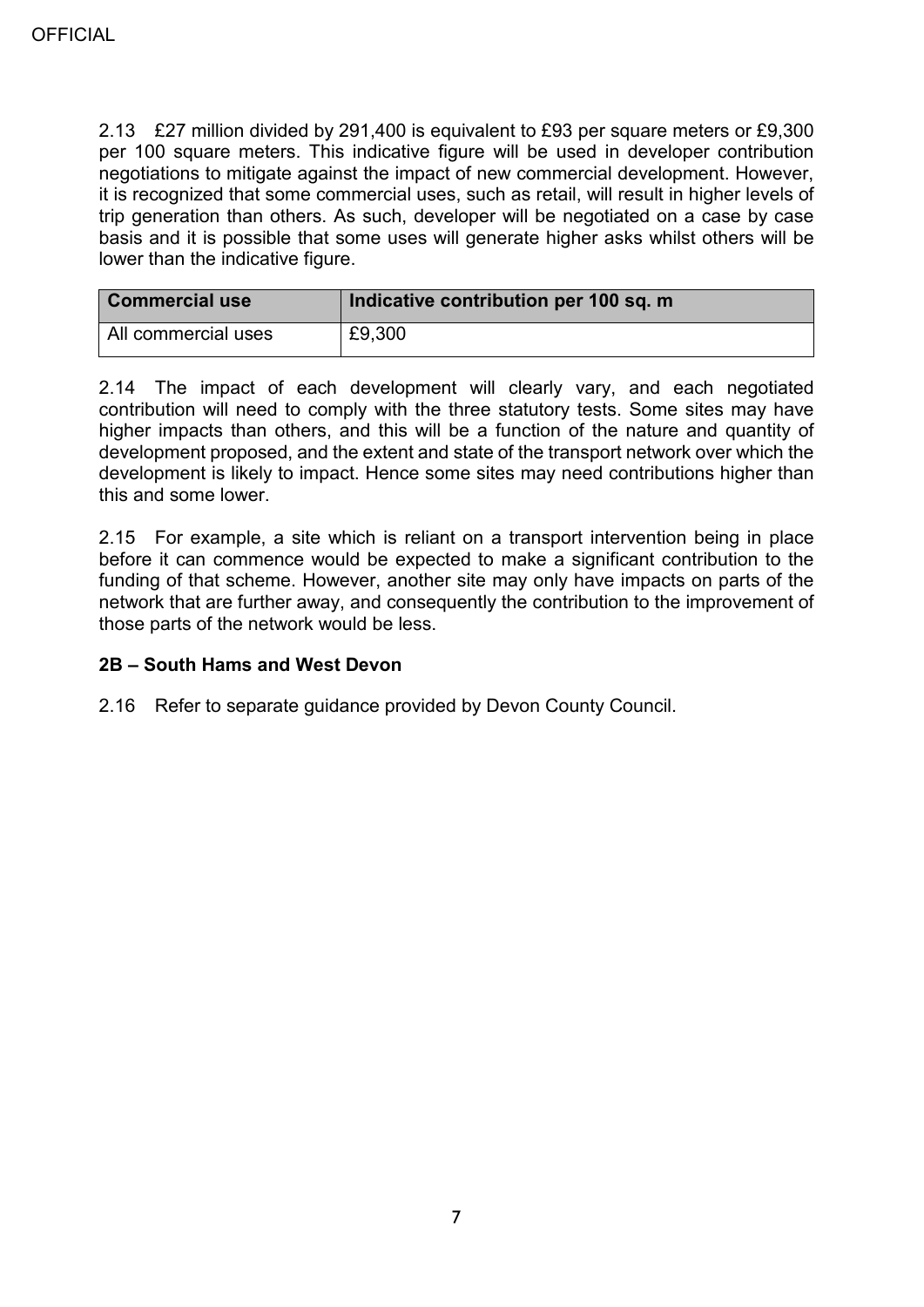2.13 £27 million divided by 291,400 is equivalent to £93 per square meters or £9,300 per 100 square meters. This indicative figure will be used in developer contribution negotiations to mitigate against the impact of new commercial development. However, it is recognized that some commercial uses, such as retail, will result in higher levels of trip generation than others. As such, developer will be negotiated on a case by case basis and it is possible that some uses will generate higher asks whilst others will be lower than the indicative figure.

| Commercial use | Indicative contribution per 100 sq. m |
|---|---|
| All commercial uses | £9,300 |

2.14 The impact of each development will clearly vary, and each negotiated contribution will need to comply with the three statutory tests. Some sites may have higher impacts than others, and this will be a function of the nature and quantity of development proposed, and the extent and state of the transport network over which the development is likely to impact. Hence some sites may need contributions higher than this and some lower.

2.15 For example, a site which is reliant on a transport intervention being in place before it can commence would be expected to make a significant contribution to the funding of that scheme. However, another site may only have impacts on parts of the network that are further away, and consequently the contribution to the improvement of those parts of the network would be less.

### 2B – South Hams and West Devon

2.16 Refer to separate guidance provided by Devon County Council.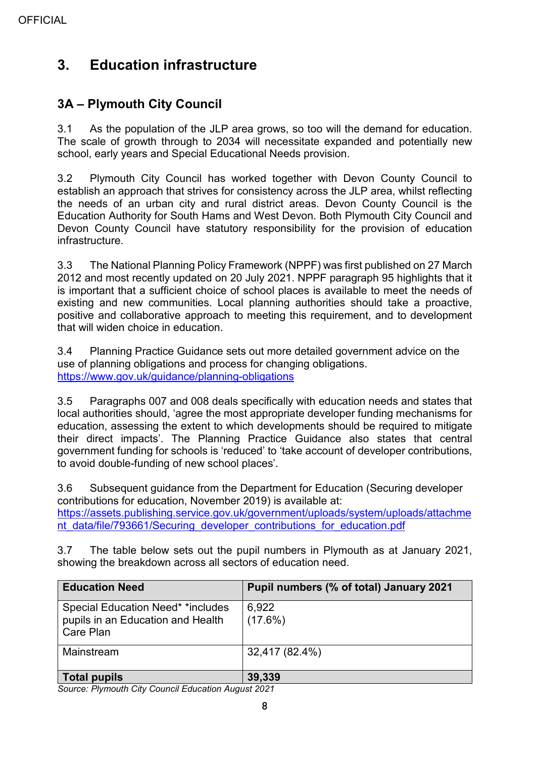# 3. Education infrastructure

## 3A – Plymouth City Council

3.1 As the population of the JLP area grows, so too will the demand for education. The scale of growth through to 2034 will necessitate expanded and potentially new school, early years and Special Educational Needs provision.

3.2 Plymouth City Council has worked together with Devon County Council to establish an approach that strives for consistency across the JLP area, whilst reflecting the needs of an urban city and rural district areas. Devon County Council is the Education Authority for South Hams and West Devon. Both Plymouth City Council and Devon County Council have statutory responsibility for the provision of education infrastructure.

3.3 The National Planning Policy Framework (NPPF) was first published on 27 March 2012 and most recently updated on 20 July 2021. NPPF paragraph 95 highlights that it is important that a sufficient choice of school places is available to meet the needs of existing and new communities. Local planning authorities should take a proactive, positive and collaborative approach to meeting this requirement, and to development that will widen choice in education.

3.4 Planning Practice Guidance sets out more detailed government advice on the use of planning obligations and process for changing obligations. https://www.gov.uk/guidance/planning-obligations

3.5 Paragraphs 007 and 008 deals specifically with education needs and states that local authorities should, 'agree the most appropriate developer funding mechanisms for education, assessing the extent to which developments should be required to mitigate their direct impacts'. The Planning Practice Guidance also states that central government funding for schools is 'reduced' to 'take account of developer contributions, to avoid double-funding of new school places'.

3.6 Subsequent guidance from the Department for Education (Securing developer contributions for education, November 2019) is available at: https://assets.publishing.service.gov.uk/government/uploads/system/uploads/attachment_data/file/793661/Securing_developer_contributions_for_education.pdf

3.7 The table below sets out the pupil numbers in Plymouth as at January 2021, showing the breakdown across all sectors of education need.

| **Education Need** | **Pupil numbers (% of total) January 2021** |
| --- | --- |
| Special Education Need* *includes pupils in an Education and Health Care Plan | 6,922 (17.6%) |
| Mainstream | 32,417 (82.4%) |
| **Total pupils** | **39,339** |

*Source: Plymouth City Council Education August 2021*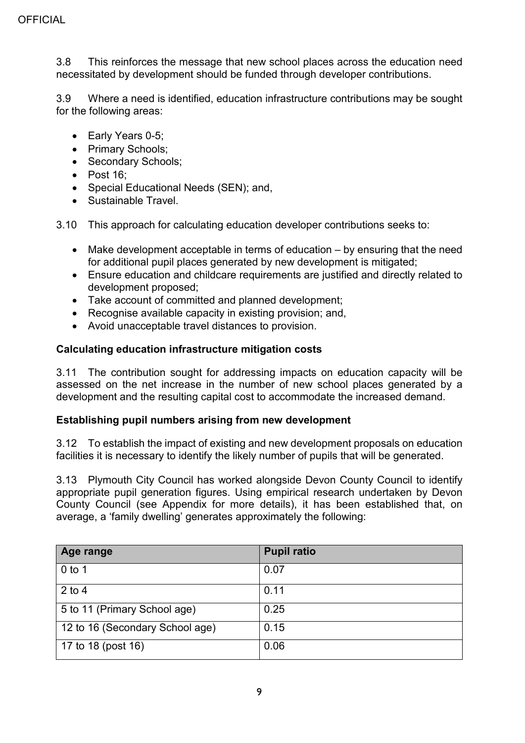3.8 This reinforces the message that new school places across the education need necessitated by development should be funded through developer contributions.

3.9 Where a need is identified, education infrastructure contributions may be sought for the following areas:

- Early Years 0-5;
- Primary Schools;
- Secondary Schools;
- Post 16;
- Special Educational Needs (SEN); and,
- Sustainable Travel.

3.10 This approach for calculating education developer contributions seeks to:

- Make development acceptable in terms of education – by ensuring that the need for additional pupil places generated by new development is mitigated;
- Ensure education and childcare requirements are justified and directly related to development proposed;
- Take account of committed and planned development;
- Recognise available capacity in existing provision; and,
- Avoid unacceptable travel distances to provision.

**Calculating education infrastructure mitigation costs**

3.11 The contribution sought for addressing impacts on education capacity will be assessed on the net increase in the number of new school places generated by a development and the resulting capital cost to accommodate the increased demand.

**Establishing pupil numbers arising from new development**

3.12 To establish the impact of existing and new development proposals on education facilities it is necessary to identify the likely number of pupils that will be generated.

3.13 Plymouth City Council has worked alongside Devon County Council to identify appropriate pupil generation figures. Using empirical research undertaken by Devon County Council (see Appendix for more details), it has been established that, on average, a 'family dwelling' generates approximately the following:

| Age range | Pupil ratio |
|---|---|
| 0 to 1 | 0.07 |
| 2 to 4 | 0.11 |
| 5 to 11 (Primary School age) | 0.25 |
| 12 to 16 (Secondary School age) | 0.15 |
| 17 to 18 (post 16) | 0.06 |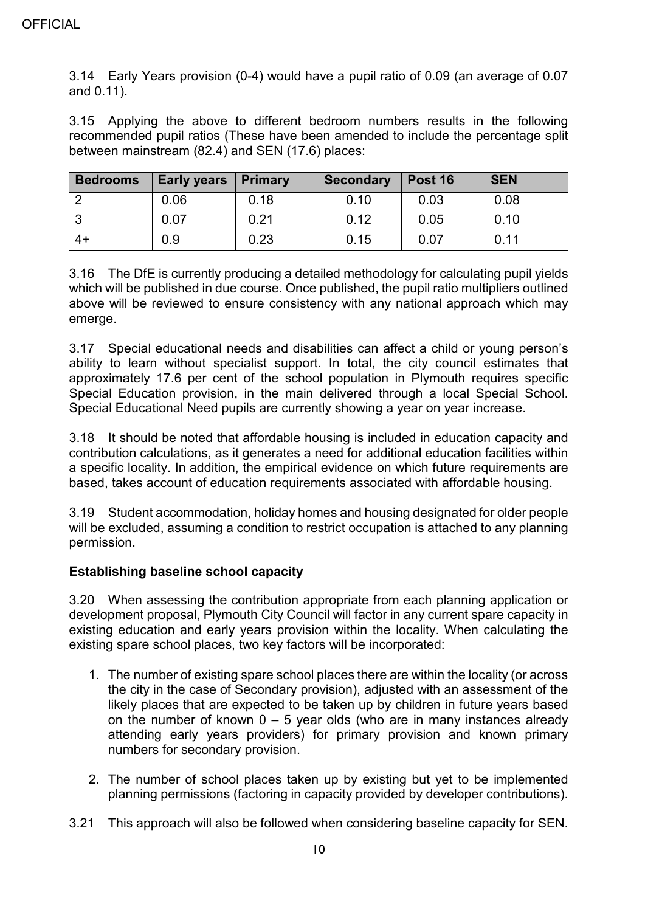3.14 Early Years provision (0-4) would have a pupil ratio of 0.09 (an average of 0.07 and 0.11).

3.15 Applying the above to different bedroom numbers results in the following recommended pupil ratios (These have been amended to include the percentage split between mainstream (82.4) and SEN (17.6) places:

| Bedrooms | Early years | Primary | Secondary | Post 16 | SEN |
|---|---|---|---|---|---|
| 2 | 0.06 | 0.18 | 0.10 | 0.03 | 0.08 |
| 3 | 0.07 | 0.21 | 0.12 | 0.05 | 0.10 |
| 4+ | 0.9 | 0.23 | 0.15 | 0.07 | 0.11 |

3.16 The DfE is currently producing a detailed methodology for calculating pupil yields which will be published in due course. Once published, the pupil ratio multipliers outlined above will be reviewed to ensure consistency with any national approach which may emerge.

3.17 Special educational needs and disabilities can affect a child or young person's ability to learn without specialist support. In total, the city council estimates that approximately 17.6 per cent of the school population in Plymouth requires specific Special Education provision, in the main delivered through a local Special School. Special Educational Need pupils are currently showing a year on year increase.

3.18 It should be noted that affordable housing is included in education capacity and contribution calculations, as it generates a need for additional education facilities within a specific locality. In addition, the empirical evidence on which future requirements are based, takes account of education requirements associated with affordable housing.

3.19 Student accommodation, holiday homes and housing designated for older people will be excluded, assuming a condition to restrict occupation is attached to any planning permission.

**Establishing baseline school capacity**

3.20 When assessing the contribution appropriate from each planning application or development proposal, Plymouth City Council will factor in any current spare capacity in existing education and early years provision within the locality. When calculating the existing spare school places, two key factors will be incorporated:

1. The number of existing spare school places there are within the locality (or across the city in the case of Secondary provision), adjusted with an assessment of the likely places that are expected to be taken up by children in future years based on the number of known 0 – 5 year olds (who are in many instances already attending early years providers) for primary provision and known primary numbers for secondary provision.
2. The number of school places taken up by existing but yet to be implemented planning permissions (factoring in capacity provided by developer contributions).

3.21 This approach will also be followed when considering baseline capacity for SEN.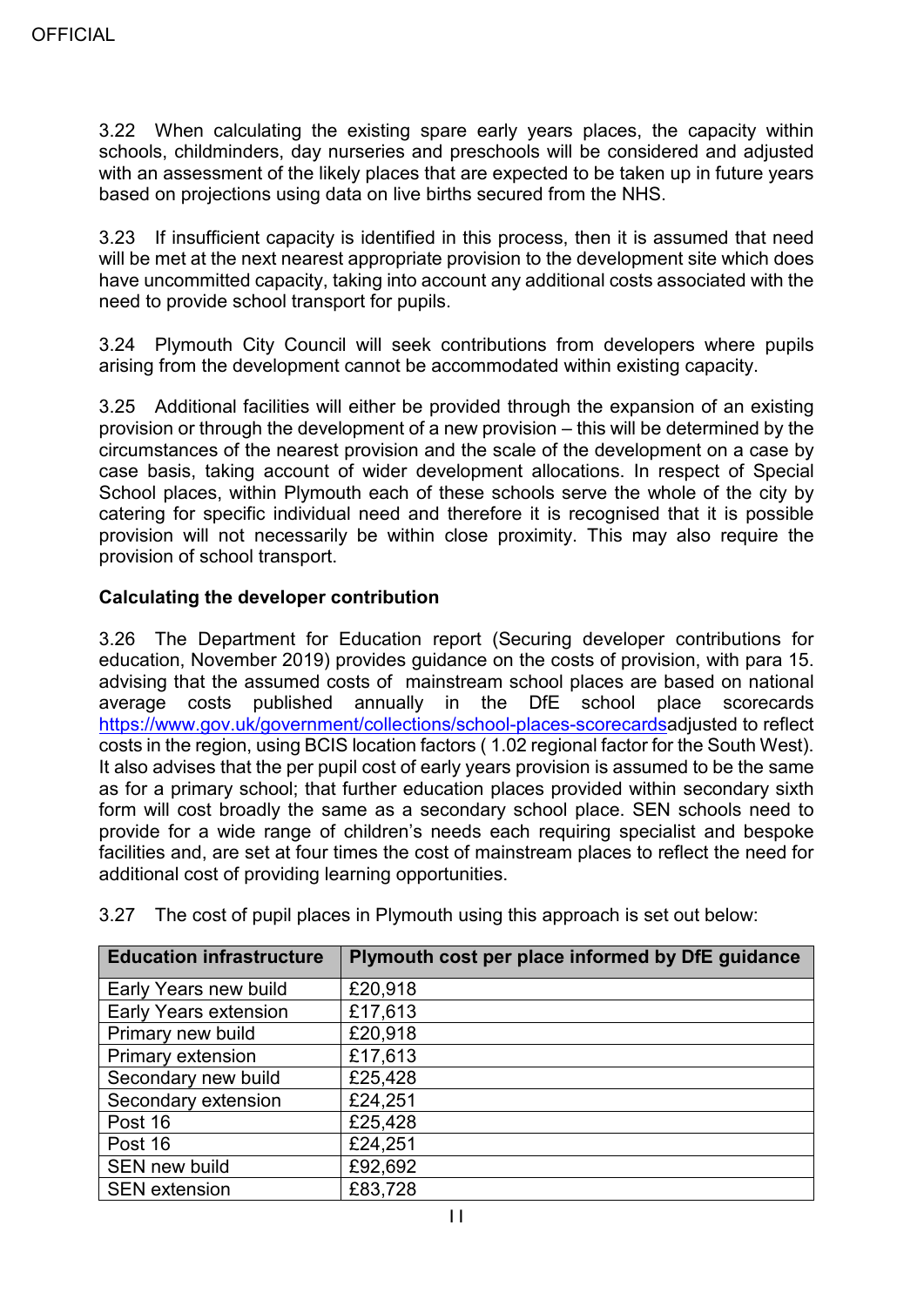3.22 When calculating the existing spare early years places, the capacity within schools, childminders, day nurseries and preschools will be considered and adjusted with an assessment of the likely places that are expected to be taken up in future years based on projections using data on live births secured from the NHS.

3.23 If insufficient capacity is identified in this process, then it is assumed that need will be met at the next nearest appropriate provision to the development site which does have uncommitted capacity, taking into account any additional costs associated with the need to provide school transport for pupils.

3.24 Plymouth City Council will seek contributions from developers where pupils arising from the development cannot be accommodated within existing capacity.

3.25 Additional facilities will either be provided through the expansion of an existing provision or through the development of a new provision – this will be determined by the circumstances of the nearest provision and the scale of the development on a case by case basis, taking account of wider development allocations. In respect of Special School places, within Plymouth each of these schools serve the whole of the city by catering for specific individual need and therefore it is recognised that it is possible provision will not necessarily be within close proximity. This may also require the provision of school transport.

**Calculating the developer contribution**

3.26 The Department for Education report (Securing developer contributions for education, November 2019) provides guidance on the costs of provision, with para 15. advising that the assumed costs of mainstream school places are based on national average costs published annually in the DfE school place scorecards https://www.gov.uk/government/collections/school-places-scorecardsadjusted to reflect costs in the region, using BCIS location factors ( 1.02 regional factor for the South West). It also advises that the per pupil cost of early years provision is assumed to be the same as for a primary school; that further education places provided within secondary sixth form will cost broadly the same as a secondary school place. SEN schools need to provide for a wide range of children's needs each requiring specialist and bespoke facilities and, are set at four times the cost of mainstream places to reflect the need for additional cost of providing learning opportunities.

3.27 The cost of pupil places in Plymouth using this approach is set out below:

| Education infrastructure | Plymouth cost per place informed by DfE guidance |
|---|---|
| Early Years new build | £20,918 |
| Early Years extension | £17,613 |
| Primary new build | £20,918 |
| Primary extension | £17,613 |
| Secondary new build | £25,428 |
| Secondary extension | £24,251 |
| Post 16 | £25,428 |
| Post 16 | £24,251 |
| SEN new build | £92,692 |
| SEN extension | £83,728 |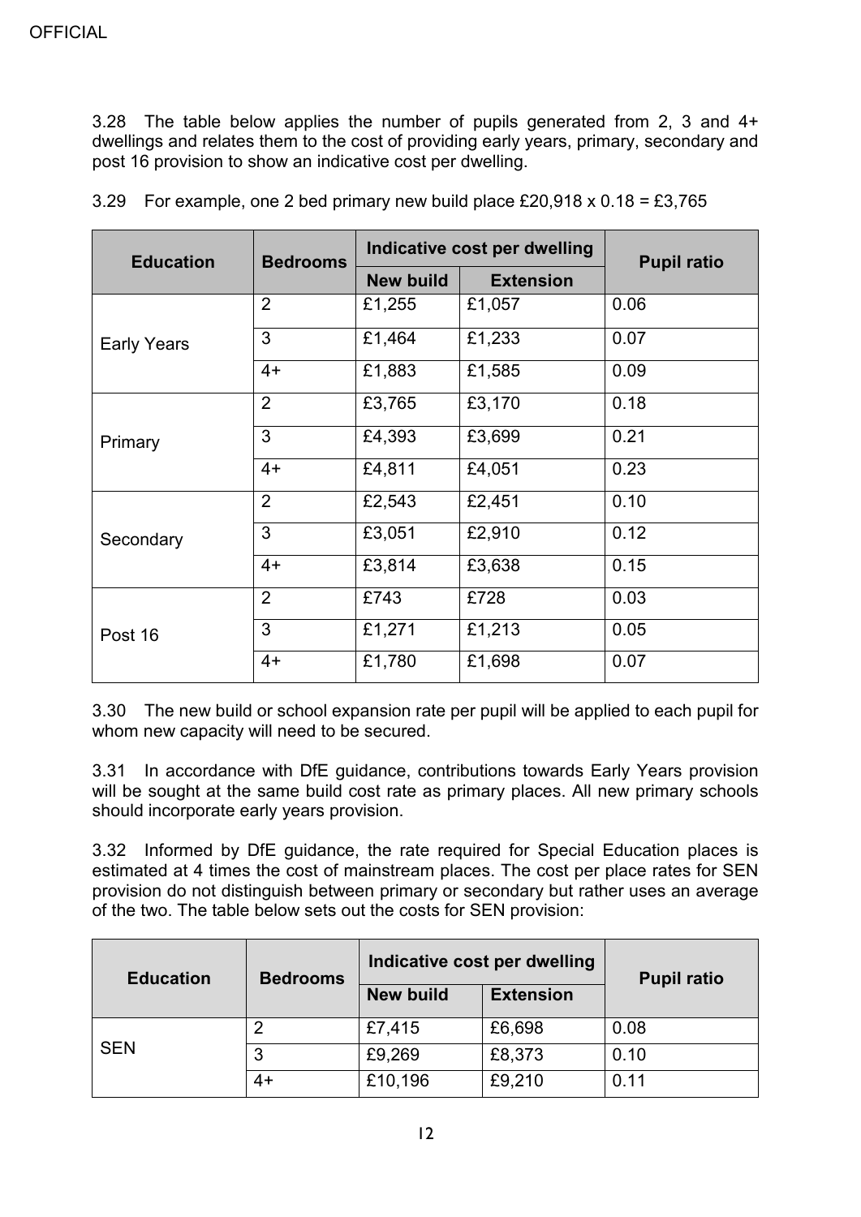3.28 The table below applies the number of pupils generated from 2, 3 and 4+ dwellings and relates them to the cost of providing early years, primary, secondary and post 16 provision to show an indicative cost per dwelling.

3.29 For example, one 2 bed primary new build place £20,918 x 0.18 = £3,765

| Education | Bedrooms | Indicative cost per dwelling | | Pupil ratio |
|---|---|---|---|---|
| | | New build | Extension | |
| Early Years | 2 | £1,255 | £1,057 | 0.06 |
| | 3 | £1,464 | £1,233 | 0.07 |
| | 4+ | £1,883 | £1,585 | 0.09 |
| Primary | 2 | £3,765 | £3,170 | 0.18 |
| | 3 | £4,393 | £3,699 | 0.21 |
| | 4+ | £4,811 | £4,051 | 0.23 |
| Secondary | 2 | £2,543 | £2,451 | 0.10 |
| | 3 | £3,051 | £2,910 | 0.12 |
| | 4+ | £3,814 | £3,638 | 0.15 |
| Post 16 | 2 | £743 | £728 | 0.03 |
| | 3 | £1,271 | £1,213 | 0.05 |
| | 4+ | £1,780 | £1,698 | 0.07 |

3.30 The new build or school expansion rate per pupil will be applied to each pupil for whom new capacity will need to be secured.

3.31 In accordance with DfE guidance, contributions towards Early Years provision will be sought at the same build cost rate as primary places. All new primary schools should incorporate early years provision.

3.32 Informed by DfE guidance, the rate required for Special Education places is estimated at 4 times the cost of mainstream places. The cost per place rates for SEN provision do not distinguish between primary or secondary but rather uses an average of the two. The table below sets out the costs for SEN provision:

| Education | Bedrooms | Indicative cost per dwelling | | Pupil ratio |
|---|---|---|---|---|
| | | New build | Extension | |
| SEN | 2 | £7,415 | £6,698 | 0.08 |
| | 3 | £9,269 | £8,373 | 0.10 |
| | 4+ | £10,196 | £9,210 | 0.11 |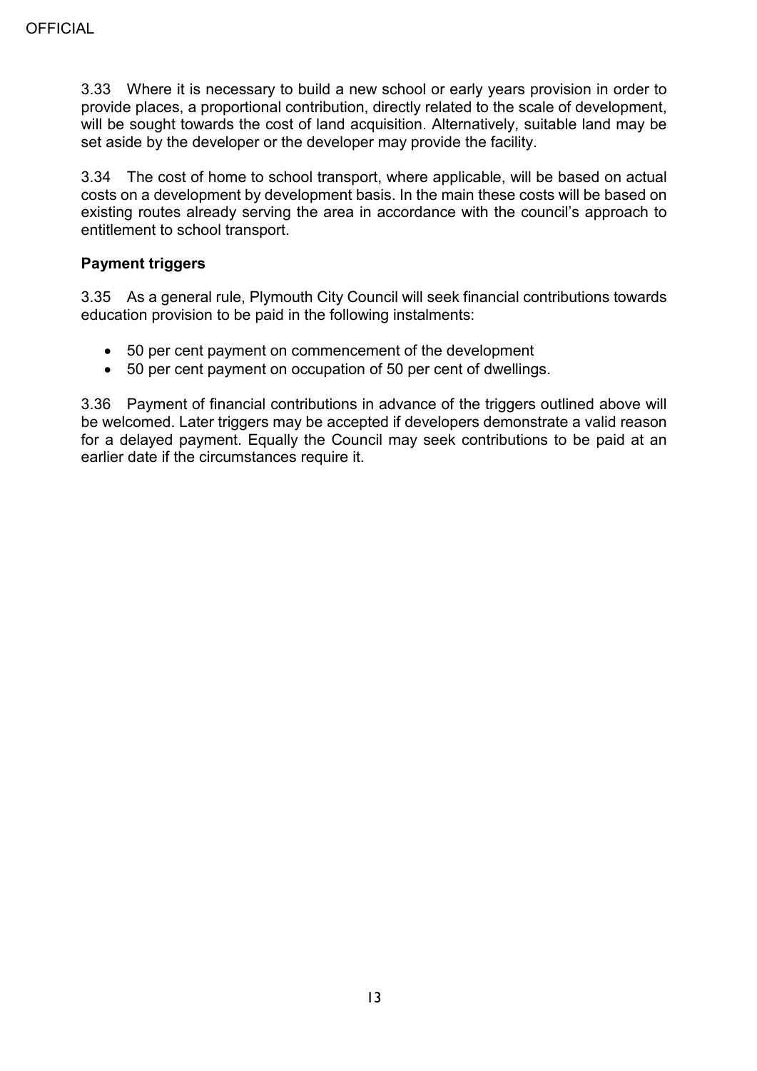3.33 Where it is necessary to build a new school or early years provision in order to provide places, a proportional contribution, directly related to the scale of development, will be sought towards the cost of land acquisition. Alternatively, suitable land may be set aside by the developer or the developer may provide the facility.

3.34 The cost of home to school transport, where applicable, will be based on actual costs on a development by development basis. In the main these costs will be based on existing routes already serving the area in accordance with the council's approach to entitlement to school transport.

**Payment triggers**

3.35 As a general rule, Plymouth City Council will seek financial contributions towards education provision to be paid in the following instalments:

- 50 per cent payment on commencement of the development
- 50 per cent payment on occupation of 50 per cent of dwellings.

3.36 Payment of financial contributions in advance of the triggers outlined above will be welcomed. Later triggers may be accepted if developers demonstrate a valid reason for a delayed payment. Equally the Council may seek contributions to be paid at an earlier date if the circumstances require it.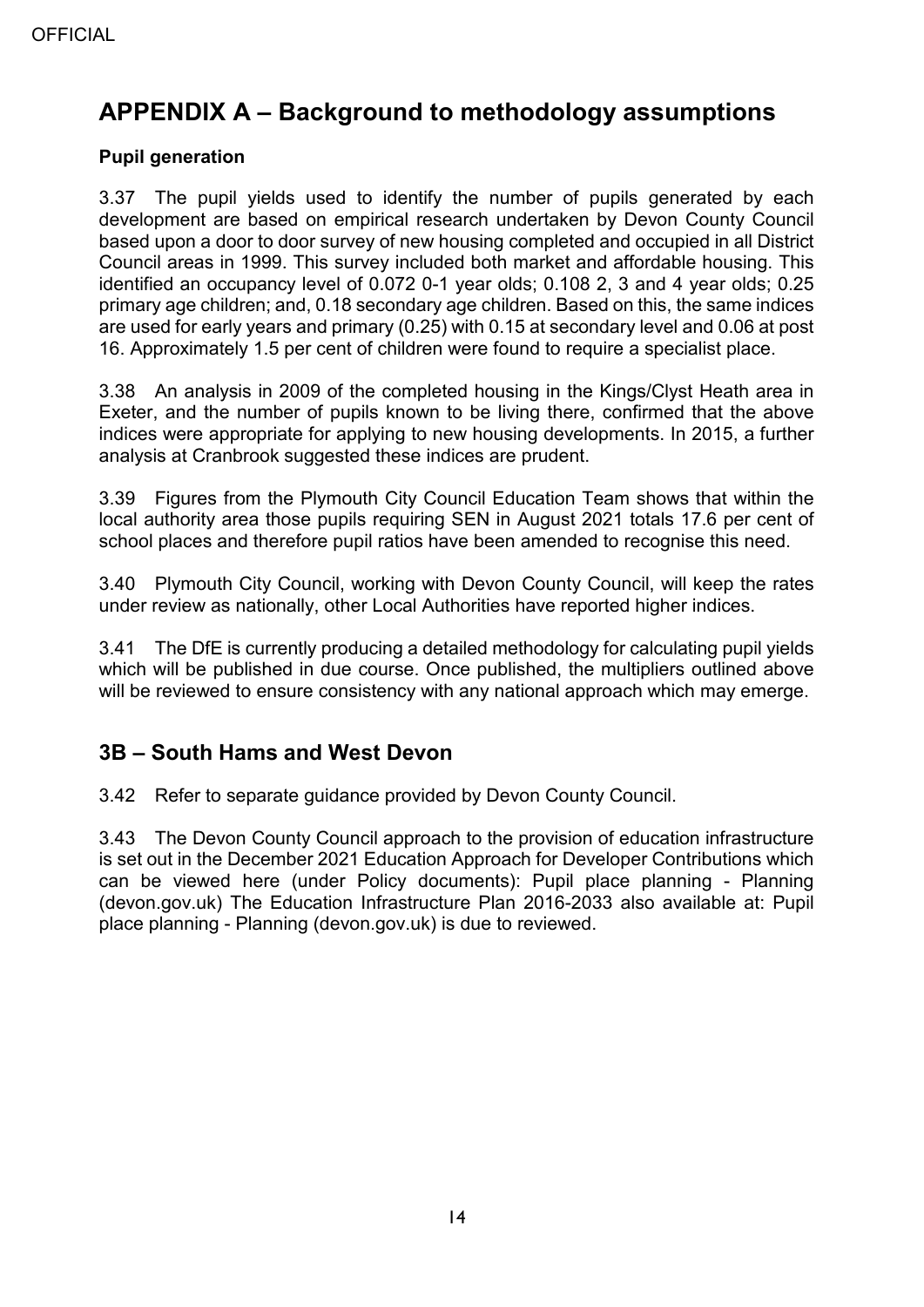# APPENDIX A – Background to methodology assumptions

**Pupil generation**

3.37 The pupil yields used to identify the number of pupils generated by each development are based on empirical research undertaken by Devon County Council based upon a door to door survey of new housing completed and occupied in all District Council areas in 1999. This survey included both market and affordable housing. This identified an occupancy level of 0.072 0-1 year olds; 0.108 2, 3 and 4 year olds; 0.25 primary age children; and, 0.18 secondary age children. Based on this, the same indices are used for early years and primary (0.25) with 0.15 at secondary level and 0.06 at post 16. Approximately 1.5 per cent of children were found to require a specialist place.

3.38 An analysis in 2009 of the completed housing in the Kings/Clyst Heath area in Exeter, and the number of pupils known to be living there, confirmed that the above indices were appropriate for applying to new housing developments. In 2015, a further analysis at Cranbrook suggested these indices are prudent.

3.39 Figures from the Plymouth City Council Education Team shows that within the local authority area those pupils requiring SEN in August 2021 totals 17.6 per cent of school places and therefore pupil ratios have been amended to recognise this need.

3.40 Plymouth City Council, working with Devon County Council, will keep the rates under review as nationally, other Local Authorities have reported higher indices.

3.41 The DfE is currently producing a detailed methodology for calculating pupil yields which will be published in due course. Once published, the multipliers outlined above will be reviewed to ensure consistency with any national approach which may emerge.

## 3B – South Hams and West Devon

3.42 Refer to separate guidance provided by Devon County Council.

3.43 The Devon County Council approach to the provision of education infrastructure is set out in the December 2021 Education Approach for Developer Contributions which can be viewed here (under Policy documents): Pupil place planning - Planning (devon.gov.uk) The Education Infrastructure Plan 2016-2033 also available at: Pupil place planning - Planning (devon.gov.uk) is due to reviewed.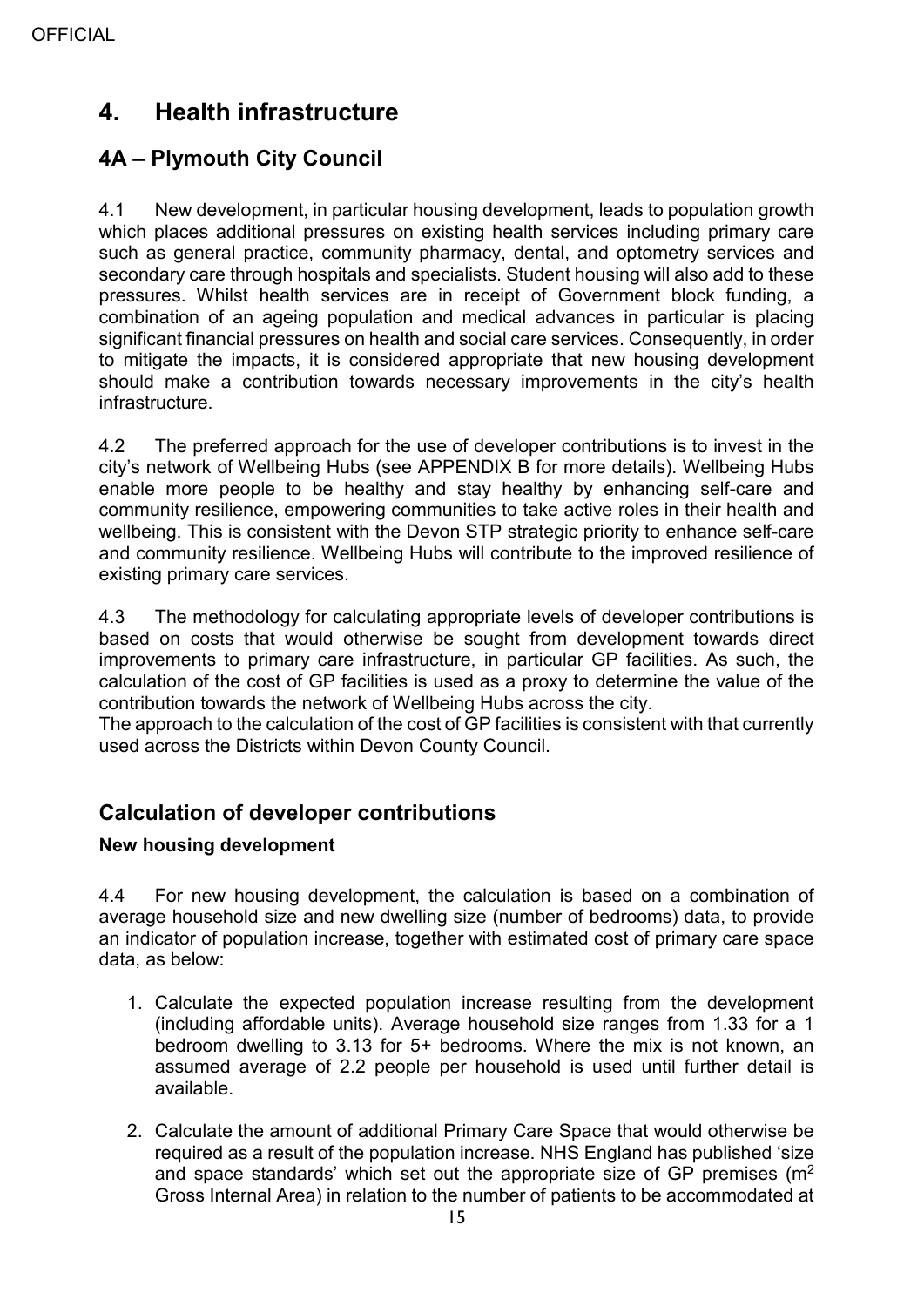# 4. Health infrastructure

## 4A – Plymouth City Council

4.1 New development, in particular housing development, leads to population growth which places additional pressures on existing health services including primary care such as general practice, community pharmacy, dental, and optometry services and secondary care through hospitals and specialists. Student housing will also add to these pressures. Whilst health services are in receipt of Government block funding, a combination of an ageing population and medical advances in particular is placing significant financial pressures on health and social care services. Consequently, in order to mitigate the impacts, it is considered appropriate that new housing development should make a contribution towards necessary improvements in the city's health infrastructure.

4.2 The preferred approach for the use of developer contributions is to invest in the city's network of Wellbeing Hubs (see APPENDIX B for more details). Wellbeing Hubs enable more people to be healthy and stay healthy by enhancing self-care and community resilience, empowering communities to take active roles in their health and wellbeing. This is consistent with the Devon STP strategic priority to enhance self-care and community resilience. Wellbeing Hubs will contribute to the improved resilience of existing primary care services.

4.3 The methodology for calculating appropriate levels of developer contributions is based on costs that would otherwise be sought from development towards direct improvements to primary care infrastructure, in particular GP facilities. As such, the calculation of the cost of GP facilities is used as a proxy to determine the value of the contribution towards the network of Wellbeing Hubs across the city.
The approach to the calculation of the cost of GP facilities is consistent with that currently used across the Districts within Devon County Council.

## Calculation of developer contributions

### New housing development

4.4 For new housing development, the calculation is based on a combination of average household size and new dwelling size (number of bedrooms) data, to provide an indicator of population increase, together with estimated cost of primary care space data, as below:

1. Calculate the expected population increase resulting from the development (including affordable units). Average household size ranges from 1.33 for a 1 bedroom dwelling to 3.13 for 5+ bedrooms. Where the mix is not known, an assumed average of 2.2 people per household is used until further detail is available.

2. Calculate the amount of additional Primary Care Space that would otherwise be required as a result of the population increase. NHS England has published 'size and space standards' which set out the appropriate size of GP premises ($m^2$ Gross Internal Area) in relation to the number of patients to be accommodated at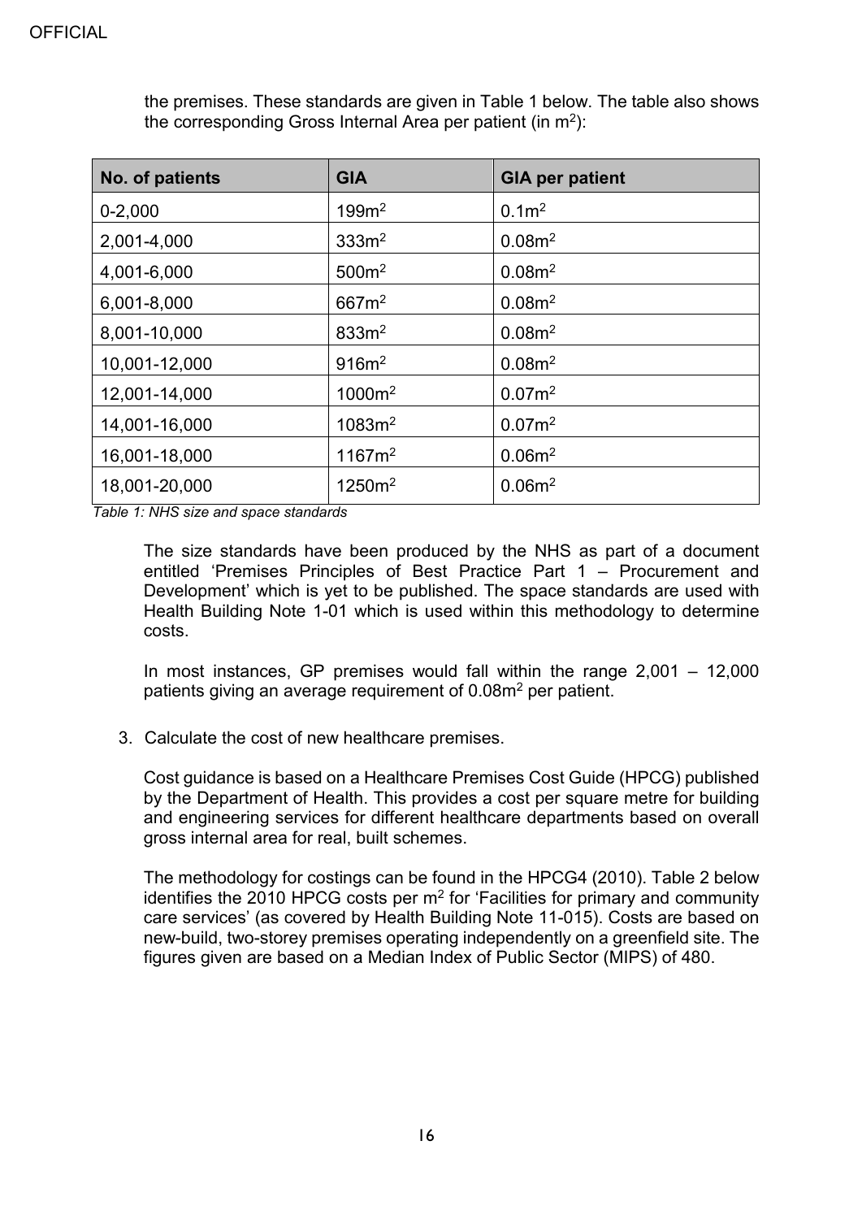the premises. These standards are given in Table 1 below. The table also shows the corresponding Gross Internal Area per patient (in $m^2$):

| No. of patients | GIA | GIA per patient |
| --- | --- | --- |
| 0-2,000 | 199$m^2$ | 0.1$m^2$ |
| 2,001-4,000 | 333$m^2$ | 0.08$m^2$ |
| 4,001-6,000 | 500$m^2$ | 0.08$m^2$ |
| 6,001-8,000 | 667$m^2$ | 0.08$m^2$ |
| 8,001-10,000 | 833$m^2$ | 0.08$m^2$ |
| 10,001-12,000 | 916$m^2$ | 0.08$m^2$ |
| 12,001-14,000 | 1000$m^2$ | 0.07$m^2$ |
| 14,001-16,000 | 1083$m^2$ | 0.07$m^2$ |
| 16,001-18,000 | 1167$m^2$ | 0.06$m^2$ |
| 18,001-20,000 | 1250$m^2$ | 0.06$m^2$ |

*Table 1: NHS size and space standards*

The size standards have been produced by the NHS as part of a document entitled 'Premises Principles of Best Practice Part 1 – Procurement and Development' which is yet to be published. The space standards are used with Health Building Note 1-01 which is used within this methodology to determine costs.

In most instances, GP premises would fall within the range 2,001 – 12,000 patients giving an average requirement of 0.08$m^2$ per patient.

3. Calculate the cost of new healthcare premises.

Cost guidance is based on a Healthcare Premises Cost Guide (HPCG) published by the Department of Health. This provides a cost per square metre for building and engineering services for different healthcare departments based on overall gross internal area for real, built schemes.

The methodology for costings can be found in the HPCG4 (2010). Table 2 below identifies the 2010 HPCG costs per $m^2$ for 'Facilities for primary and community care services' (as covered by Health Building Note 11-015). Costs are based on new-build, two-storey premises operating independently on a greenfield site. The figures given are based on a Median Index of Public Sector (MIPS) of 480.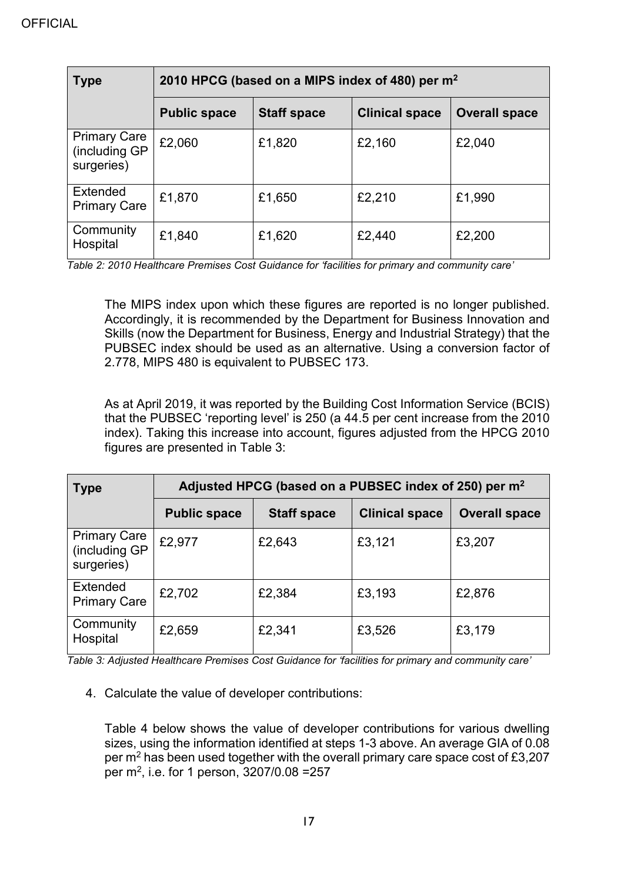| Type | 2010 HPCG (based on a MIPS index of 480) per $m^2$ | | | |
|---|---|---|---|---|
| | Public space | Staff space | Clinical space | Overall space |
| Primary Care (including GP surgeries) | £2,060 | £1,820 | £2,160 | £2,040 |
| Extended Primary Care | £1,870 | £1,650 | £2,210 | £1,990 |
| Community Hospital | £1,840 | £1,620 | £2,440 | £2,200 |

*Table 2: 2010 Healthcare Premises Cost Guidance for 'facilities for primary and community care'*

The MIPS index upon which these figures are reported is no longer published. Accordingly, it is recommended by the Department for Business Innovation and Skills (now the Department for Business, Energy and Industrial Strategy) that the PUBSEC index should be used as an alternative. Using a conversion factor of 2.778, MIPS 480 is equivalent to PUBSEC 173.

As at April 2019, it was reported by the Building Cost Information Service (BCIS) that the PUBSEC 'reporting level' is 250 (a 44.5 per cent increase from the 2010 index). Taking this increase into account, figures adjusted from the HPCG 2010 figures are presented in Table 3:

| Type | Adjusted HPCG (based on a PUBSEC index of 250) per $m^2$ | | | |
|---|---|---|---|---|
| | Public space | Staff space | Clinical space | Overall space |
| Primary Care (including GP surgeries) | £2,977 | £2,643 | £3,121 | £3,207 |
| Extended Primary Care | £2,702 | £2,384 | £3,193 | £2,876 |
| Community Hospital | £2,659 | £2,341 | £3,526 | £3,179 |

*Table 3: Adjusted Healthcare Premises Cost Guidance for 'facilities for primary and community care'*

4. Calculate the value of developer contributions:

   Table 4 below shows the value of developer contributions for various dwelling sizes, using the information identified at steps 1-3 above. An average GIA of 0.08 per $m^2$ has been used together with the overall primary care space cost of £3,207 per $m^2$, i.e. for 1 person, 3207/0.08 =257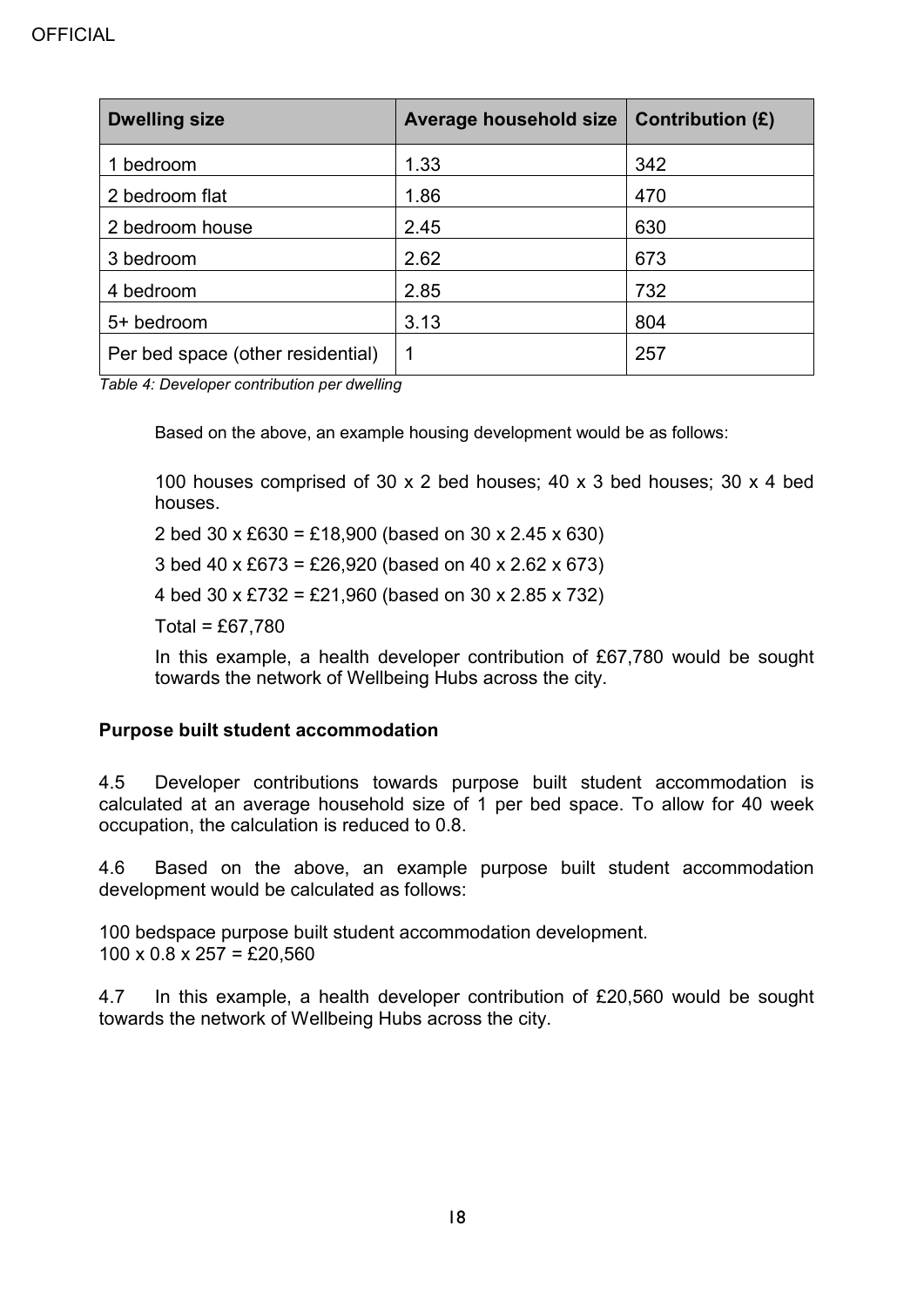| Dwelling size | Average household size | Contribution (£) |
|---|---|---|
| 1 bedroom | 1.33 | 342 |
| 2 bedroom flat | 1.86 | 470 |
| 2 bedroom house | 2.45 | 630 |
| 3 bedroom | 2.62 | 673 |
| 4 bedroom | 2.85 | 732 |
| 5+ bedroom | 3.13 | 804 |
| Per bed space (other residential) | 1 | 257 |

*Table 4: Developer contribution per dwelling*

Based on the above, an example housing development would be as follows:

100 houses comprised of 30 x 2 bed houses; 40 x 3 bed houses; 30 x 4 bed houses.

2 bed 30 x £630 = £18,900 (based on 30 x 2.45 x 630)

3 bed 40 x £673 = £26,920 (based on 40 x 2.62 x 673)

4 bed 30 x £732 = £21,960 (based on 30 x 2.85 x 732)

Total = £67,780

In this example, a health developer contribution of £67,780 would be sought towards the network of Wellbeing Hubs across the city.

**Purpose built student accommodation**

4.5 Developer contributions towards purpose built student accommodation is calculated at an average household size of 1 per bed space. To allow for 40 week occupation, the calculation is reduced to 0.8.

4.6 Based on the above, an example purpose built student accommodation development would be calculated as follows:

100 bedspace purpose built student accommodation development.
100 x 0.8 x 257 = £20,560

4.7 In this example, a health developer contribution of £20,560 would be sought towards the network of Wellbeing Hubs across the city.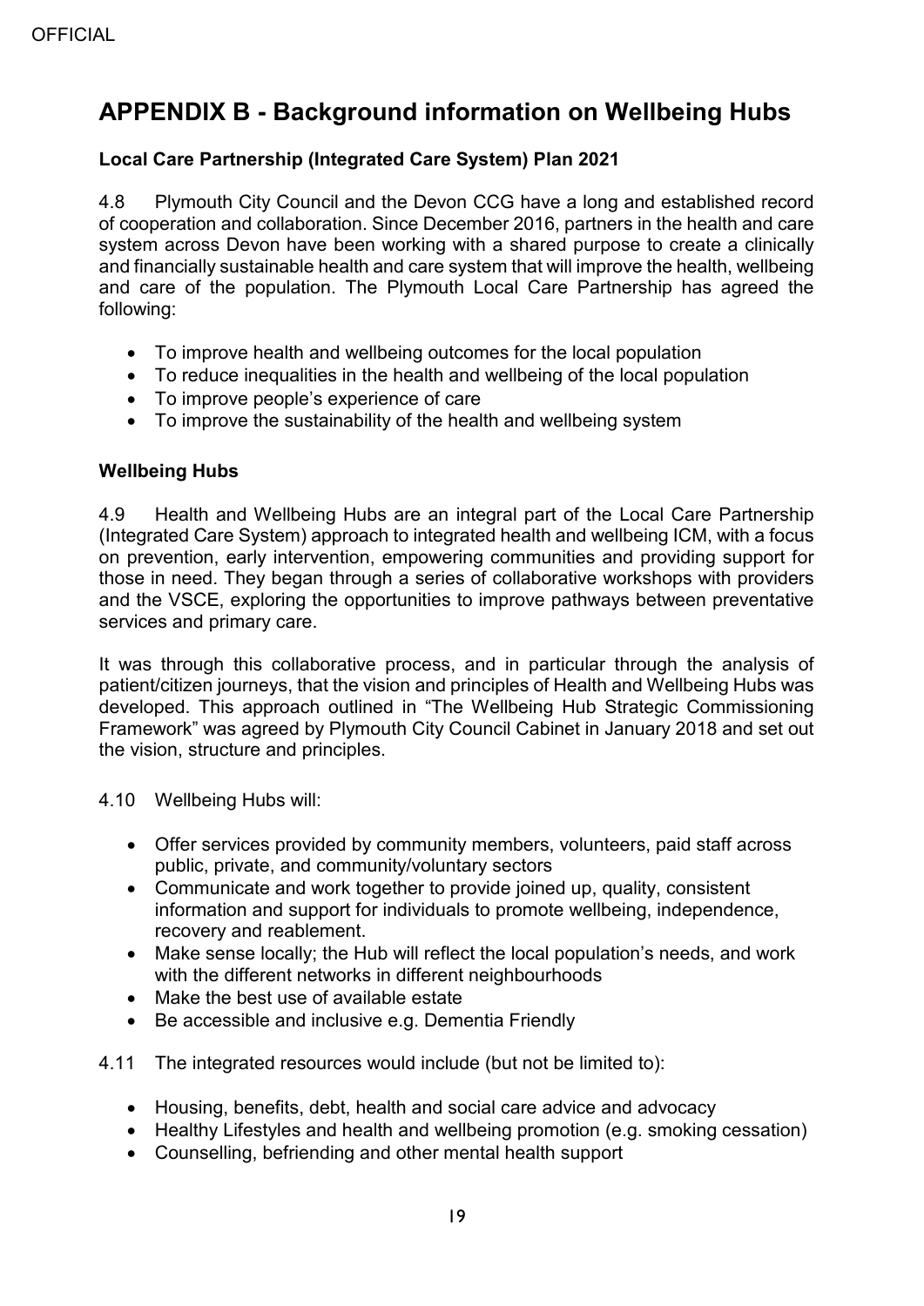# APPENDIX B - Background information on Wellbeing Hubs

**Local Care Partnership (Integrated Care System) Plan 2021**

4.8 Plymouth City Council and the Devon CCG have a long and established record of cooperation and collaboration. Since December 2016, partners in the health and care system across Devon have been working with a shared purpose to create a clinically and financially sustainable health and care system that will improve the health, wellbeing and care of the population. The Plymouth Local Care Partnership has agreed the following:

- To improve health and wellbeing outcomes for the local population
- To reduce inequalities in the health and wellbeing of the local population
- To improve people's experience of care
- To improve the sustainability of the health and wellbeing system

**Wellbeing Hubs**

4.9 Health and Wellbeing Hubs are an integral part of the Local Care Partnership (Integrated Care System) approach to integrated health and wellbeing ICM, with a focus on prevention, early intervention, empowering communities and providing support for those in need. They began through a series of collaborative workshops with providers and the VSCE, exploring the opportunities to improve pathways between preventative services and primary care.

It was through this collaborative process, and in particular through the analysis of patient/citizen journeys, that the vision and principles of Health and Wellbeing Hubs was developed. This approach outlined in "The Wellbeing Hub Strategic Commissioning Framework" was agreed by Plymouth City Council Cabinet in January 2018 and set out the vision, structure and principles.

4.10 Wellbeing Hubs will:

- Offer services provided by community members, volunteers, paid staff across public, private, and community/voluntary sectors
- Communicate and work together to provide joined up, quality, consistent information and support for individuals to promote wellbeing, independence, recovery and reablement.
- Make sense locally; the Hub will reflect the local population's needs, and work with the different networks in different neighbourhoods
- Make the best use of available estate
- Be accessible and inclusive e.g. Dementia Friendly

4.11 The integrated resources would include (but not be limited to):

- Housing, benefits, debt, health and social care advice and advocacy
- Healthy Lifestyles and health and wellbeing promotion (e.g. smoking cessation)
- Counselling, befriending and other mental health support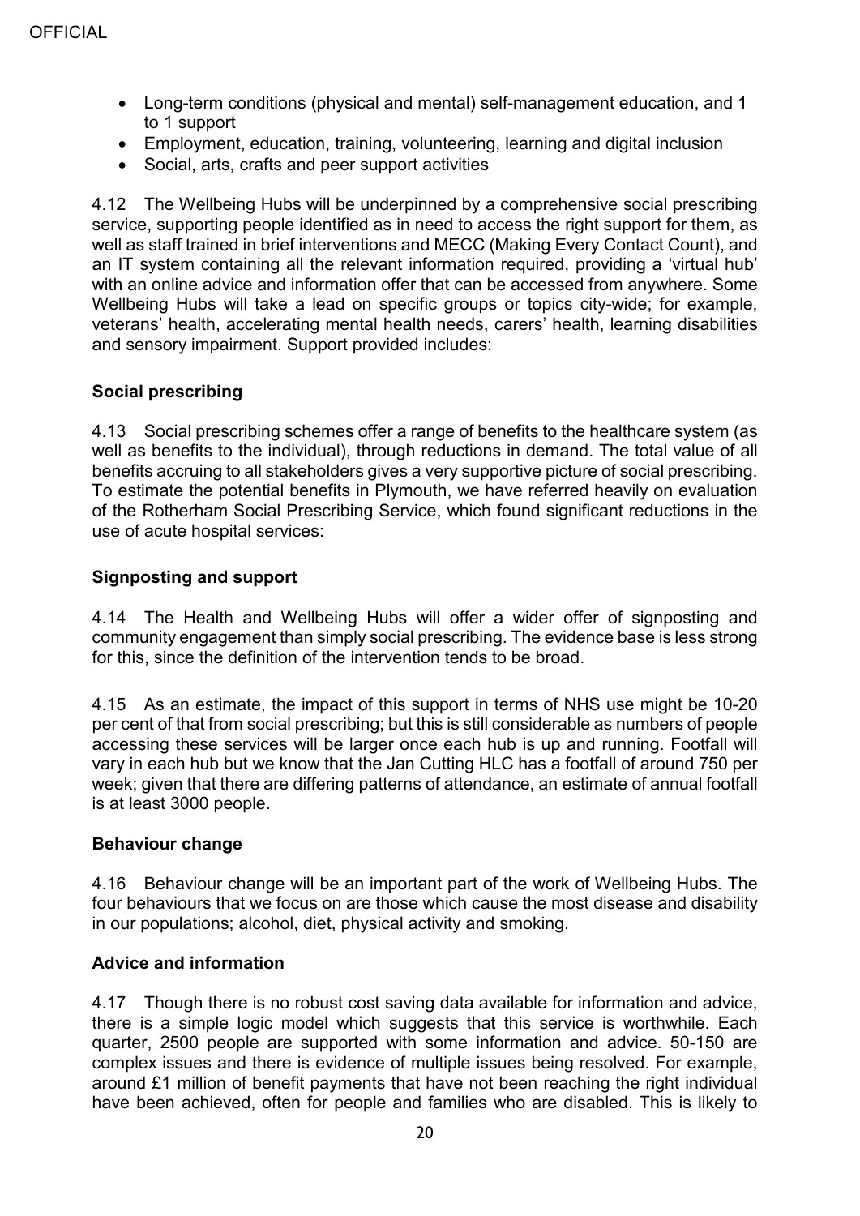- Long-term conditions (physical and mental) self-management education, and 1 to 1 support
- Employment, education, training, volunteering, learning and digital inclusion
- Social, arts, crafts and peer support activities

4.12 The Wellbeing Hubs will be underpinned by a comprehensive social prescribing service, supporting people identified as in need to access the right support for them, as well as staff trained in brief interventions and MECC (Making Every Contact Count), and an IT system containing all the relevant information required, providing a 'virtual hub' with an online advice and information offer that can be accessed from anywhere. Some Wellbeing Hubs will take a lead on specific groups or topics city-wide; for example, veterans' health, accelerating mental health needs, carers' health, learning disabilities and sensory impairment. Support provided includes:

### Social prescribing

4.13 Social prescribing schemes offer a range of benefits to the healthcare system (as well as benefits to the individual), through reductions in demand. The total value of all benefits accruing to all stakeholders gives a very supportive picture of social prescribing. To estimate the potential benefits in Plymouth, we have referred heavily on evaluation of the Rotherham Social Prescribing Service, which found significant reductions in the use of acute hospital services:

### Signposting and support

4.14 The Health and Wellbeing Hubs will offer a wider offer of signposting and community engagement than simply social prescribing. The evidence base is less strong for this, since the definition of the intervention tends to be broad.

4.15 As an estimate, the impact of this support in terms of NHS use might be 10-20 per cent of that from social prescribing; but this is still considerable as numbers of people accessing these services will be larger once each hub is up and running. Footfall will vary in each hub but we know that the Jan Cutting HLC has a footfall of around 750 per week; given that there are differing patterns of attendance, an estimate of annual footfall is at least 3000 people.

### Behaviour change

4.16 Behaviour change will be an important part of the work of Wellbeing Hubs. The four behaviours that we focus on are those which cause the most disease and disability in our populations; alcohol, diet, physical activity and smoking.

### Advice and information

4.17 Though there is no robust cost saving data available for information and advice, there is a simple logic model which suggests that this service is worthwhile. Each quarter, 2500 people are supported with some information and advice. 50-150 are complex issues and there is evidence of multiple issues being resolved. For example, around £1 million of benefit payments that have not been reaching the right individual have been achieved, often for people and families who are disabled. This is likely to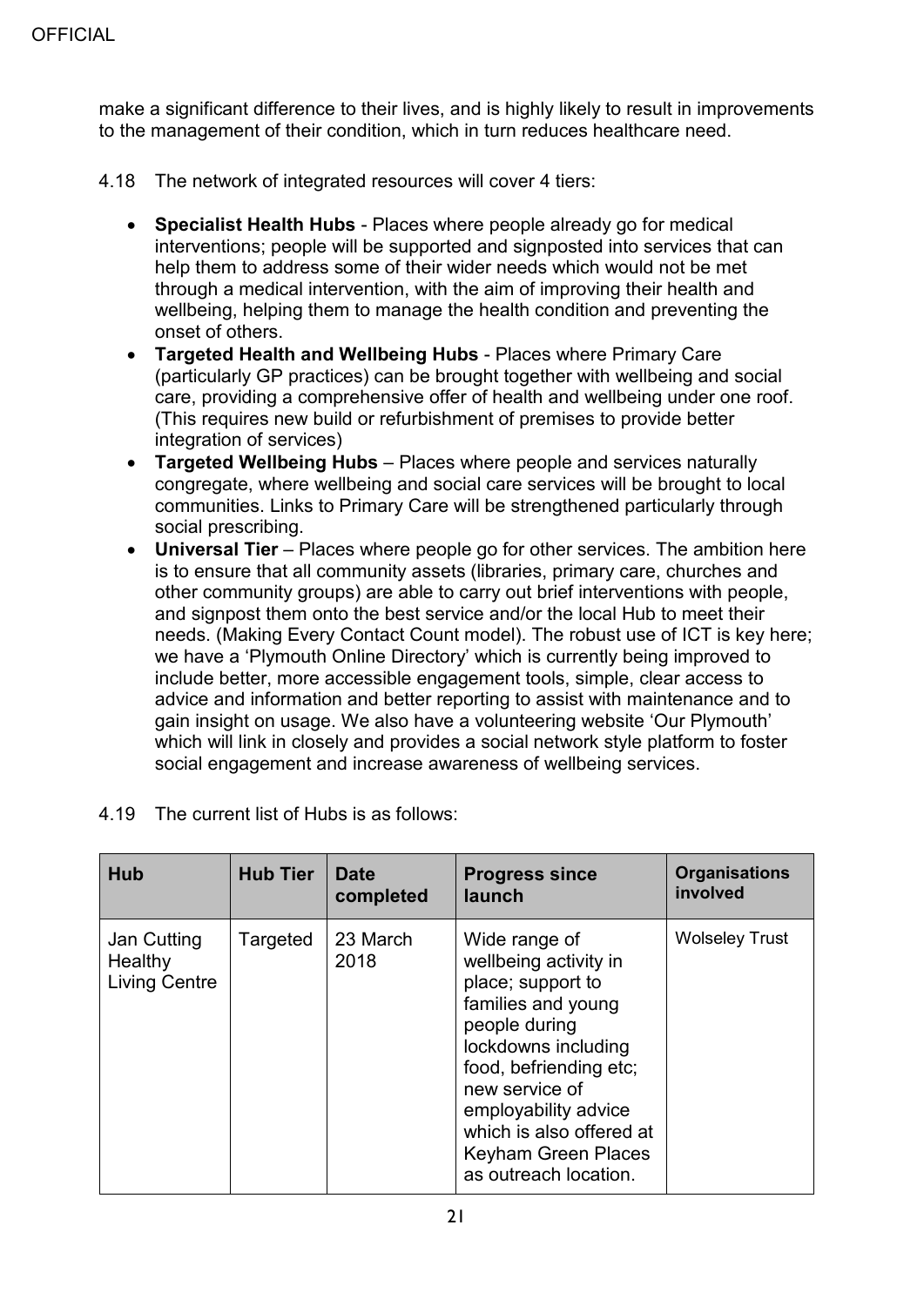make a significant difference to their lives, and is highly likely to result in improvements to the management of their condition, which in turn reduces healthcare need.

4.18 The network of integrated resources will cover 4 tiers:

- **Specialist Health Hubs** - Places where people already go for medical interventions; people will be supported and signposted into services that can help them to address some of their wider needs which would not be met through a medical intervention, with the aim of improving their health and wellbeing, helping them to manage the health condition and preventing the onset of others.
- **Targeted Health and Wellbeing Hubs** - Places where Primary Care (particularly GP practices) can be brought together with wellbeing and social care, providing a comprehensive offer of health and wellbeing under one roof. (This requires new build or refurbishment of premises to provide better integration of services)
- **Targeted Wellbeing Hubs** – Places where people and services naturally congregate, where wellbeing and social care services will be brought to local communities. Links to Primary Care will be strengthened particularly through social prescribing.
- **Universal Tier** – Places where people go for other services. The ambition here is to ensure that all community assets (libraries, primary care, churches and other community groups) are able to carry out brief interventions with people, and signpost them onto the best service and/or the local Hub to meet their needs. (Making Every Contact Count model). The robust use of ICT is key here; we have a 'Plymouth Online Directory' which is currently being improved to include better, more accessible engagement tools, simple, clear access to advice and information and better reporting to assist with maintenance and to gain insight on usage. We also have a volunteering website 'Our Plymouth' which will link in closely and provides a social network style platform to foster social engagement and increase awareness of wellbeing services.

4.19 The current list of Hubs is as follows:

| Hub | Hub Tier | Date completed | Progress since launch | Organisations involved |
|---|---|---|---|---|
| Jan Cutting Healthy Living Centre | Targeted | 23 March 2018 | Wide range of wellbeing activity in place; support to families and young people during lockdowns including food, befriending etc; new service of employability advice which is also offered at Keyham Green Places as outreach location. | Wolseley Trust |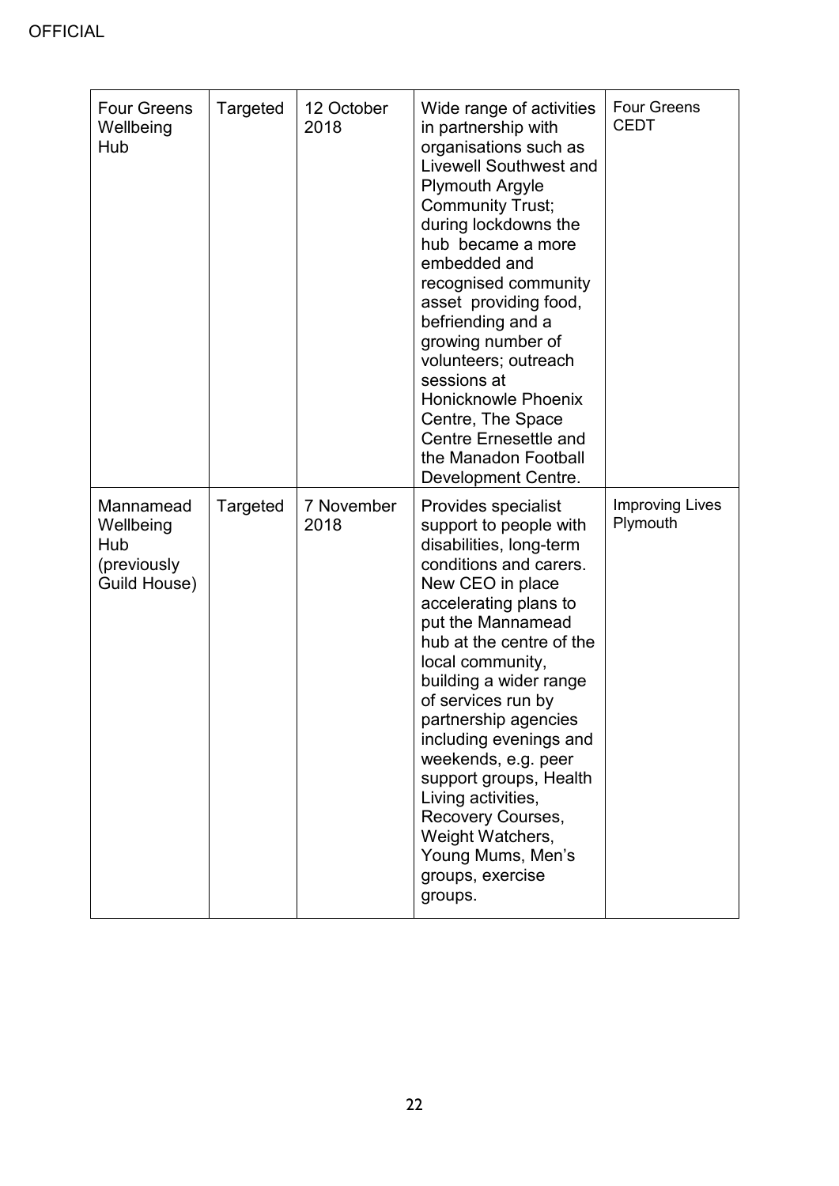OFFICIAL

| Four Greens Wellbeing Hub | Targeted | 12 October 2018 | Wide range of activities in partnership with organisations such as Livewell Southwest and Plymouth Argyle Community Trust; during lockdowns the hub became a more embedded and recognised community asset providing food, befriending and a growing number of volunteers; outreach sessions at Honicknowle Phoenix Centre, The Space Centre Ernesettle and the Manadon Football Development Centre. | Four Greens CEDT |
|---|---|---|---|---|
| Mannamead Wellbeing Hub (previously Guild House) | Targeted | 7 November 2018 | Provides specialist support to people with disabilities, long-term conditions and carers. New CEO in place accelerating plans to put the Mannamead hub at the centre of the local community, building a wider range of services run by partnership agencies including evenings and weekends, e.g. peer support groups, Health Living activities, Recovery Courses, Weight Watchers, Young Mums, Men's groups, exercise groups. | Improving Lives Plymouth |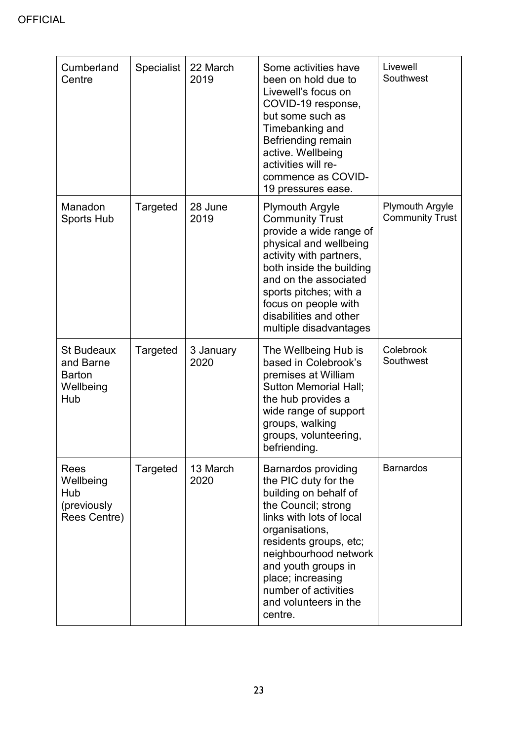| | | | | |
|---|---|---|---|---|
| Cumberland Centre | Specialist | 22 March 2019 | Some activities have been on hold due to Livewell's focus on COVID-19 response, but some such as Timebanking and Befriending remain active. Wellbeing activities will re-commence as COVID-19 pressures ease. | Livewell Southwest |
| Manadon Sports Hub | Targeted | 28 June 2019 | Plymouth Argyle Community Trust provide a wide range of physical and wellbeing activity with partners, both inside the building and on the associated sports pitches; with a focus on people with disabilities and other multiple disadvantages | Plymouth Argyle Community Trust |
| St Budeaux and Barne Barton Wellbeing Hub | Targeted | 3 January 2020 | The Wellbeing Hub is based in Colebrook's premises at William Sutton Memorial Hall; the hub provides a wide range of support groups, walking groups, volunteering, befriending. | Colebrook Southwest |
| Rees Wellbeing Hub (previously Rees Centre) | Targeted | 13 March 2020 | Barnardos providing the PIC duty for the building on behalf of the Council; strong links with lots of local organisations, residents groups, etc; neighbourhood network and youth groups in place; increasing number of activities and volunteers in the centre. | Barnardos |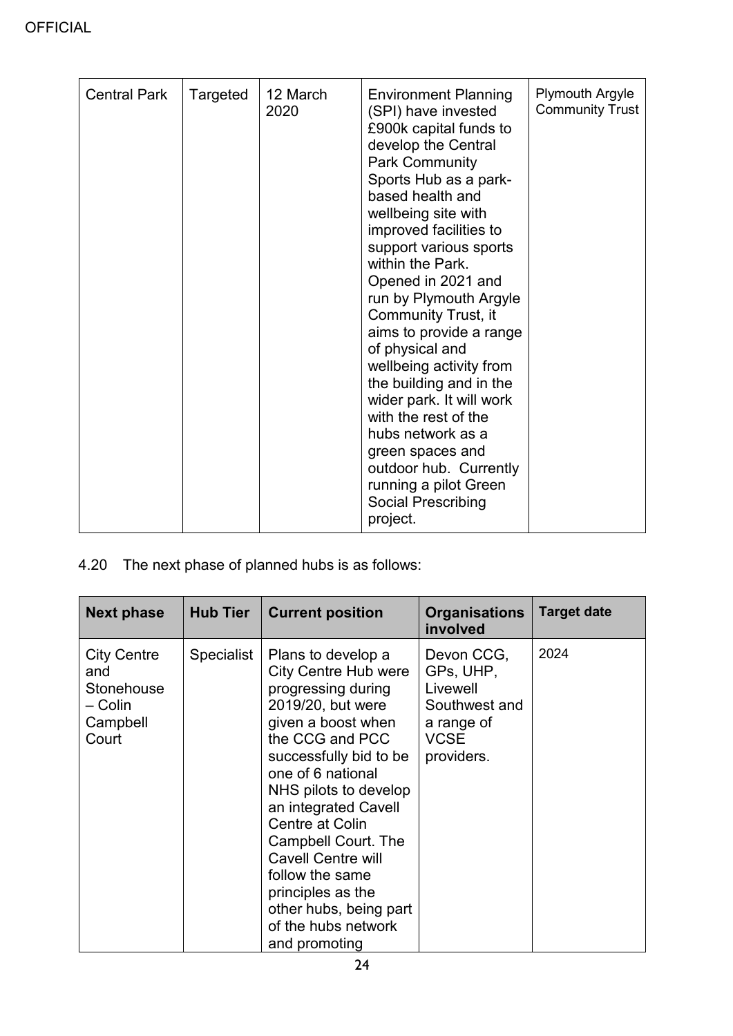| Central Park | Targeted | 12 March 2020 | Environment Planning (SPI) have invested £900k capital funds to develop the Central Park Community Sports Hub as a park-based health and wellbeing site with improved facilities to support various sports within the Park. Opened in 2021 and run by Plymouth Argyle Community Trust, it aims to provide a range of physical and wellbeing activity from the building and in the wider park. It will work with the rest of the hubs network as a green spaces and outdoor hub. Currently running a pilot Green Social Prescribing project. | Plymouth Argyle Community Trust |
|---|---|---|---|---|

4.20 The next phase of planned hubs is as follows:

| Next phase | Hub Tier | Current position | Organisations involved | Target date |
|---|---|---|---|---|
| City Centre and Stonehouse – Colin Campbell Court | Specialist | Plans to develop a City Centre Hub were progressing during 2019/20, but were given a boost when the CCG and PCC successfully bid to be one of 6 national NHS pilots to develop an integrated Cavell Centre at Colin Campbell Court. The Cavell Centre will follow the same principles as the other hubs, being part of the hubs network and promoting | Devon CCG, GPs, UHP, Livewell Southwest and a range of VCSE providers. | 2024 |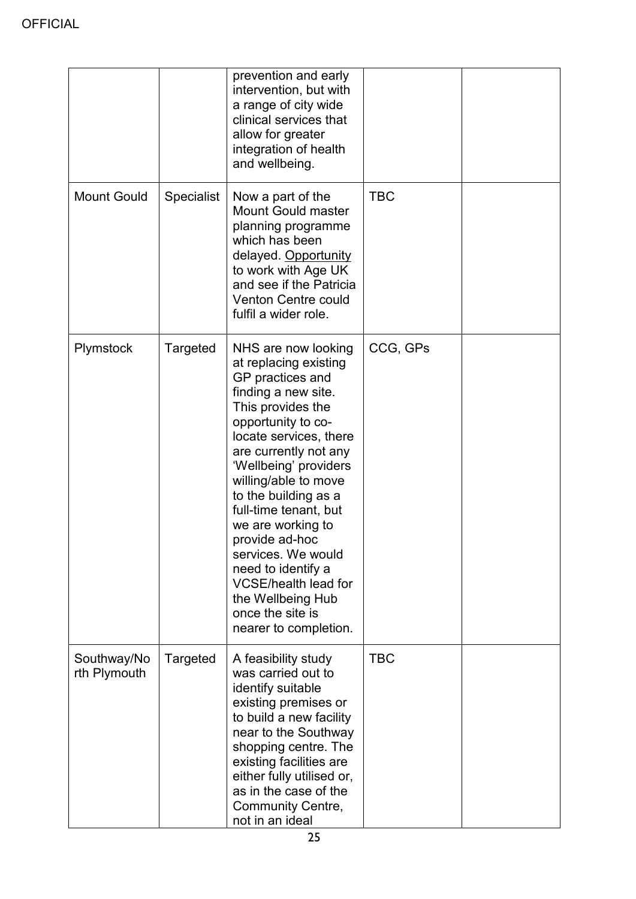| | | | | |
|---|---|---|---|---|
| | | prevention and early intervention, but with a range of city wide clinical services that allow for greater integration of health and wellbeing. | | |
| Mount Gould | Specialist | Now a part of the Mount Gould master planning programme which has been delayed. Opportunity to work with Age UK and see if the Patricia Venton Centre could fulfil a wider role. | TBC | |
| Plymstock | Targeted | NHS are now looking at replacing existing GP practices and finding a new site. This provides the opportunity to co-locate services, there are currently not any 'Wellbeing' providers willing/able to move to the building as a full-time tenant, but we are working to provide ad-hoc services. We would need to identify a VCSE/health lead for the Wellbeing Hub once the site is nearer to completion. | CCG, GPs | |
| Southway/North Plymouth | Targeted | A feasibility study was carried out to identify suitable existing premises or to build a new facility near to the Southway shopping centre. The existing facilities are either fully utilised or, as in the case of the Community Centre, not in an ideal | TBC | |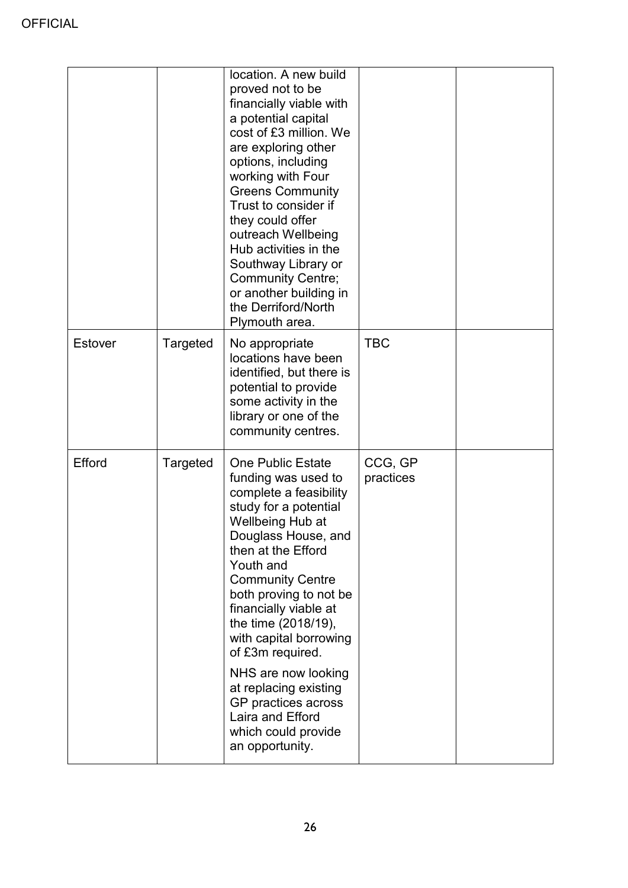| | | | | |
|---|---|---|---|---|
| | | location. A new build proved not to be financially viable with a potential capital cost of £3 million. We are exploring other options, including working with Four Greens Community Trust to consider if they could offer outreach Wellbeing Hub activities in the Southway Library or Community Centre; or another building in the Derriford/North Plymouth area. | | |
| Estover | Targeted | No appropriate locations have been identified, but there is potential to provide some activity in the library or one of the community centres. | TBC | |
| Efford | Targeted | One Public Estate funding was used to complete a feasibility study for a potential Wellbeing Hub at Douglass House, and then at the Efford Youth and Community Centre both proving to not be financially viable at the time (2018/19), with capital borrowing of £3m required.<br><br>NHS are now looking at replacing existing GP practices across Laira and Efford which could provide an opportunity. | CCG, GP practices | |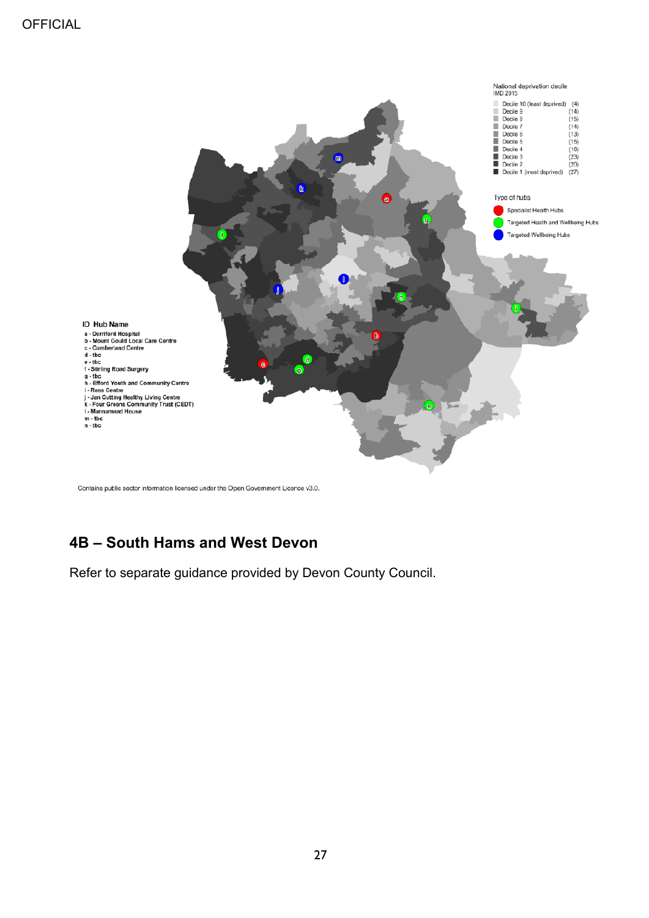National deprivation decile
IMD 2015

- Decile 10 (least deprived) (4)
- Decile 9 (14)
- Decile 8 (15)
- Decile 7 (14)
- Decile 6 (13)
- Decile 5 (15)
- Decile 4 (16)
- Decile 3 (23)
- Decile 2 (20)
- Decile 1 (most deprived) (27)

Type of hubs

- Specialist Health Hubs
- Targeted Health and Wellbeing Hubs
- Targeted Wellbeing Hubs

ID Hub Name

- a - Derriford Hospital
- b - Mount Gould Local Care Centre
- c - Cumberland Centre
- d - tbc
- e - tbc
- f - Stirling Road Surgery
- g - tbc
- h - Efford Youth and Community Centre
- i - Rees Centre
- j - Jan Cutting Healthy Living Centre
- k - Four Greens Community Trust (CEDT)
- l - Mannamead House
- m - tbc
- n - tbc

Contains public sector information licensed under the Open Government Licence v3.0.

## 4B – South Hams and West Devon

Refer to separate guidance provided by Devon County Council.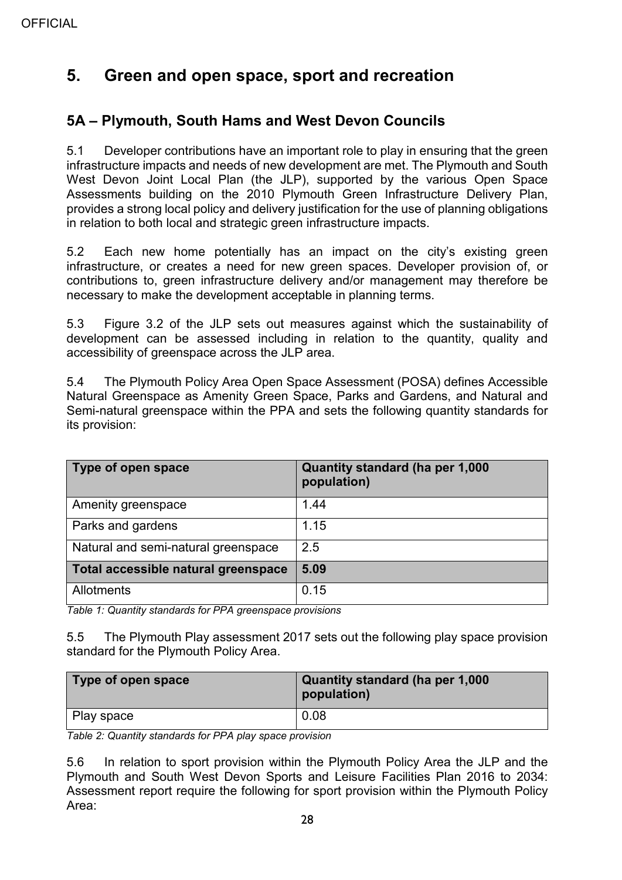# 5. Green and open space, sport and recreation

## 5A – Plymouth, South Hams and West Devon Councils

5.1 Developer contributions have an important role to play in ensuring that the green infrastructure impacts and needs of new development are met. The Plymouth and South West Devon Joint Local Plan (the JLP), supported by the various Open Space Assessments building on the 2010 Plymouth Green Infrastructure Delivery Plan, provides a strong local policy and delivery justification for the use of planning obligations in relation to both local and strategic green infrastructure impacts.

5.2 Each new home potentially has an impact on the city's existing green infrastructure, or creates a need for new green spaces. Developer provision of, or contributions to, green infrastructure delivery and/or management may therefore be necessary to make the development acceptable in planning terms.

5.3 Figure 3.2 of the JLP sets out measures against which the sustainability of development can be assessed including in relation to the quantity, quality and accessibility of greenspace across the JLP area.

5.4 The Plymouth Policy Area Open Space Assessment (POSA) defines Accessible Natural Greenspace as Amenity Green Space, Parks and Gardens, and Natural and Semi-natural greenspace within the PPA and sets the following quantity standards for its provision:

| Type of open space | Quantity standard (ha per 1,000 population) |
|---|---|
| Amenity greenspace | 1.44 |
| Parks and gardens | 1.15 |
| Natural and semi-natural greenspace | 2.5 |
| **Total accessible natural greenspace** | **5.09** |
| Allotments | 0.15 |

*Table 1: Quantity standards for PPA greenspace provisions*

5.5 The Plymouth Play assessment 2017 sets out the following play space provision standard for the Plymouth Policy Area.

| Type of open space | Quantity standard (ha per 1,000 population) |
|---|---|
| Play space | 0.08 |

*Table 2: Quantity standards for PPA play space provision*

5.6 In relation to sport provision within the Plymouth Policy Area the JLP and the Plymouth and South West Devon Sports and Leisure Facilities Plan 2016 to 2034: Assessment report require the following for sport provision within the Plymouth Policy Area: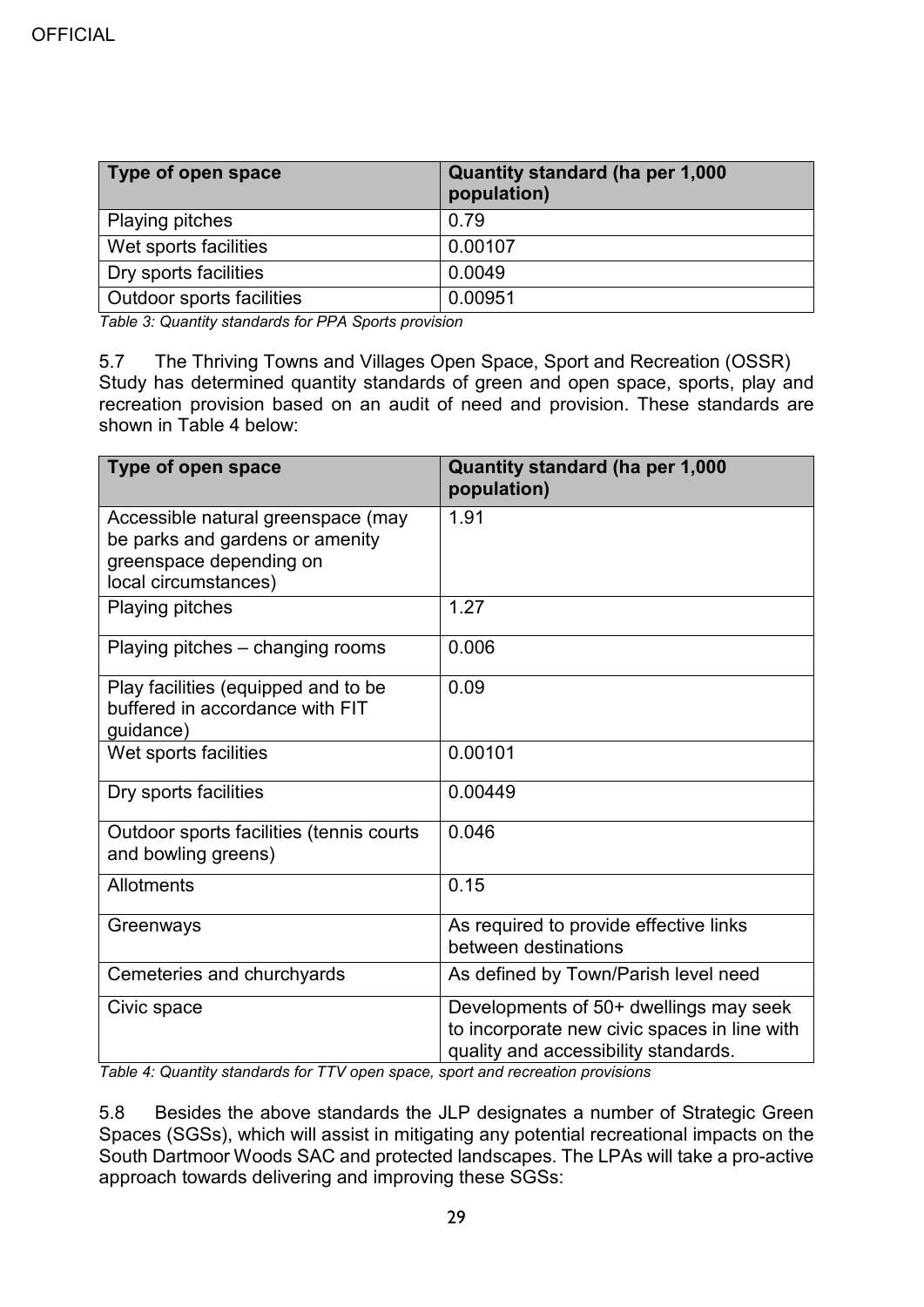| Type of open space | Quantity standard (ha per 1,000 population) |
| --- | --- |
| Playing pitches | 0.79 |
| Wet sports facilities | 0.00107 |
| Dry sports facilities | 0.0049 |
| Outdoor sports facilities | 0.00951 |

*Table 3: Quantity standards for PPA Sports provision*

5.7 The Thriving Towns and Villages Open Space, Sport and Recreation (OSSR) Study has determined quantity standards of green and open space, sports, play and recreation provision based on an audit of need and provision. These standards are shown in Table 4 below:

| Type of open space | Quantity standard (ha per 1,000 population) |
| --- | --- |
| Accessible natural greenspace (may be parks and gardens or amenity greenspace depending on local circumstances) | 1.91 |
| Playing pitches | 1.27 |
| Playing pitches – changing rooms | 0.006 |
| Play facilities (equipped and to be buffered in accordance with FIT guidance) | 0.09 |
| Wet sports facilities | 0.00101 |
| Dry sports facilities | 0.00449 |
| Outdoor sports facilities (tennis courts and bowling greens) | 0.046 |
| Allotments | 0.15 |
| Greenways | As required to provide effective links between destinations |
| Cemeteries and churchyards | As defined by Town/Parish level need |
| Civic space | Developments of 50+ dwellings may seek to incorporate new civic spaces in line with quality and accessibility standards. |

*Table 4: Quantity standards for TTV open space, sport and recreation provisions*

5.8 Besides the above standards the JLP designates a number of Strategic Green Spaces (SGSs), which will assist in mitigating any potential recreational impacts on the South Dartmoor Woods SAC and protected landscapes. The LPAs will take a pro-active approach towards delivering and improving these SGSs: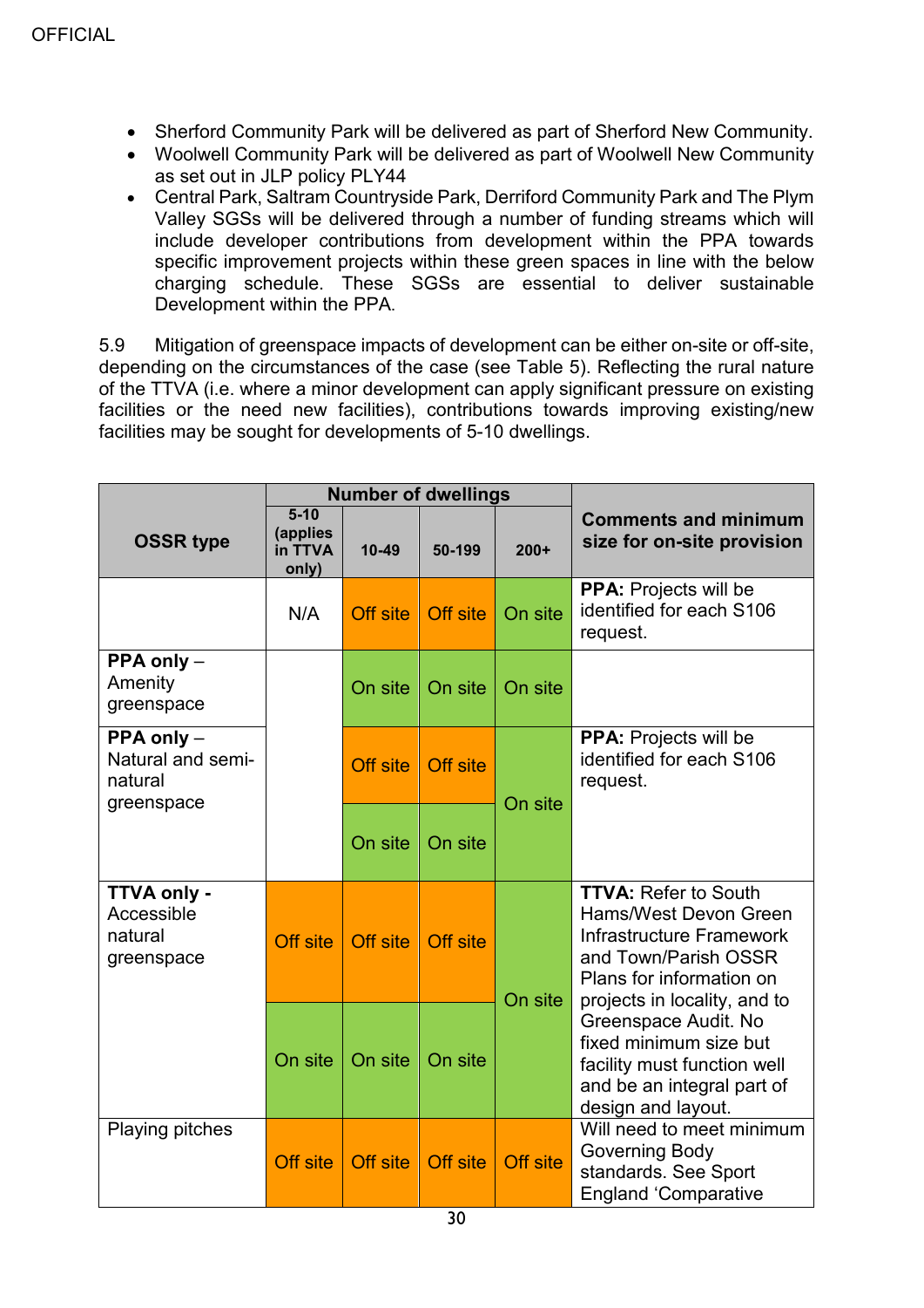- Sherford Community Park will be delivered as part of Sherford New Community.
- Woolwell Community Park will be delivered as part of Woolwell New Community as set out in JLP policy PLY44
- Central Park, Saltram Countryside Park, Derriford Community Park and The Plym Valley SGSs will be delivered through a number of funding streams which will include developer contributions from development within the PPA towards specific improvement projects within these green spaces in line with the below charging schedule. These SGSs are essential to deliver sustainable Development within the PPA.

5.9 Mitigation of greenspace impacts of development can be either on-site or off-site, depending on the circumstances of the case (see Table 5). Reflecting the rural nature of the TTVA (i.e. where a minor development can apply significant pressure on existing facilities or the need new facilities), contributions towards improving existing/new facilities may be sought for developments of 5-10 dwellings.

| OSSR type | Number of dwellings | | | | Comments and minimum size for on-site provision |
|---|---|---|---|---|---|
| | 5-10 (applies in TTVA only) | 10-49 | 50-199 | 200+ | |
| | N/A | Off site | Off site | On site | **PPA:** Projects will be identified for each S106 request. |
| **PPA only** – Amenity greenspace | | On site | On site | On site | |
| **PPA only** – Natural and semi-natural greenspace | | Off site | Off site | On site | **PPA:** Projects will be identified for each S106 request. |
| | | On site | On site | | |
| **TTVA only** - Accessible natural greenspace | Off site | Off site | Off site | On site | **TTVA:** Refer to South Hams/West Devon Green Infrastructure Framework and Town/Parish OSSR Plans for information on projects in locality, and to Greenspace Audit. No fixed minimum size but facility must function well and be an integral part of design and layout. |
| | On site | On site | On site | | |
| Playing pitches | Off site | Off site | Off site | Off site | Will need to meet minimum Governing Body standards. See Sport England 'Comparative |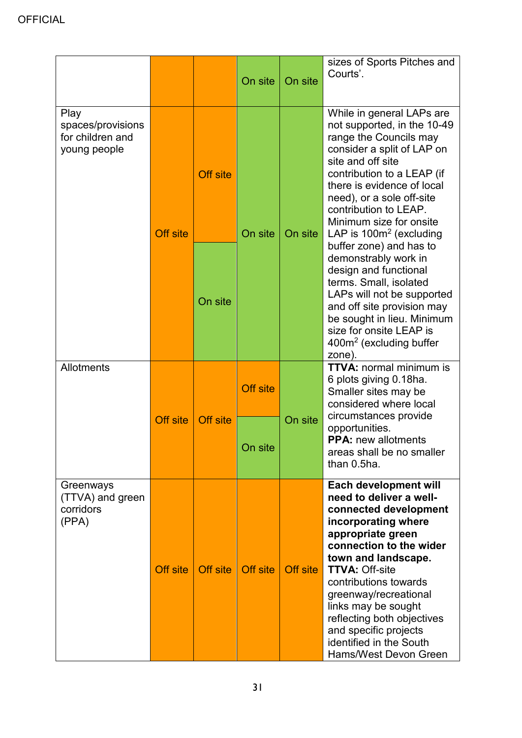OFFICIAL

| | | | | | |
|---|---|---|---|---|---|
| | | | On site | On site | sizes of Sports Pitches and Courts'. |
| Play spaces/provisions for children and young people | Off site | Off site / On site | On site | On site | While in general LAPs are not supported, in the 10-49 range the Councils may consider a split of LAP on site and off site contribution to a LEAP (if there is evidence of local need), or a sole off-site contribution to LEAP. Minimum size for onsite LAP is 100m$^2$ (excluding buffer zone) and has to demonstrably work in design and functional terms. Small, isolated LAPs will not be supported and off site provision may be sought in lieu. Minimum size for onsite LEAP is 400m$^2$ (excluding buffer zone). |
| Allotments | Off site | Off site | Off site / On site | On site | **TTVA:** normal minimum is 6 plots giving 0.18ha. Smaller sites may be considered where local circumstances provide opportunities. **PPA:** new allotments areas shall be no smaller than 0.5ha. |
| Greenways (TTVA) and green corridors (PPA) | Off site | Off site | Off site | Off site | **Each development will need to deliver a well-connected development incorporating where appropriate green connection to the wider town and landscape.** **TTVA:** Off-site contributions towards greenway/recreational links may be sought reflecting both objectives and specific projects identified in the South Hams/West Devon Green |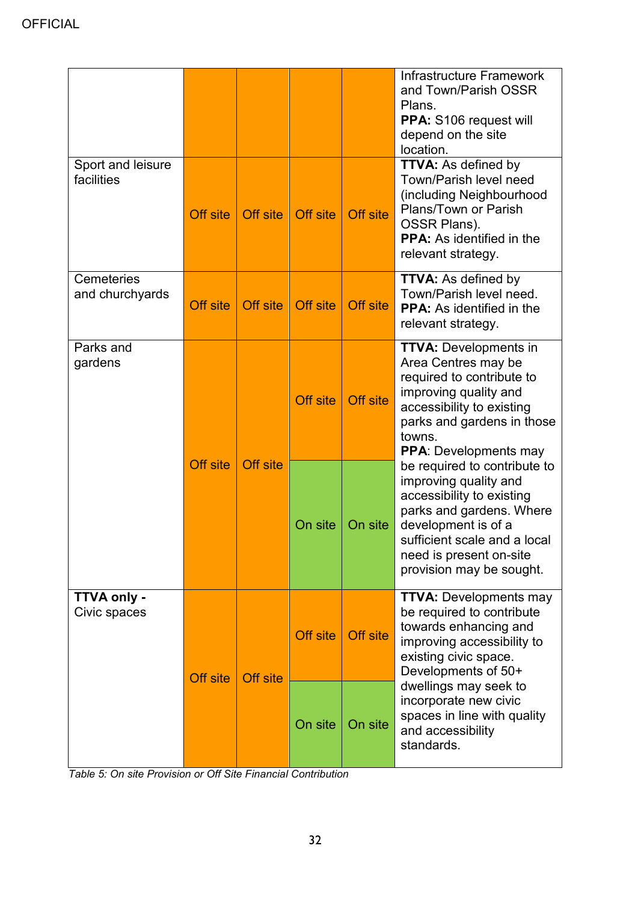OFFICIAL

| | | | | | |
|---|---|---|---|---|---|
| | | | | | Infrastructure Framework and Town/Parish OSSR Plans. **PPA:** S106 request will depend on the site location. |
| Sport and leisure facilities | Off site | Off site | Off site | Off site | **TTVA:** As defined by Town/Parish level need (including Neighbourhood Plans/Town or Parish OSSR Plans). **PPA:** As identified in the relevant strategy. |
| Cemeteries and churchyards | Off site | Off site | Off site | Off site | **TTVA:** As defined by Town/Parish level need. **PPA:** As identified in the relevant strategy. |
| Parks and gardens | Off site | Off site | Off site / On site | Off site / On site | **TTVA:** Developments in Area Centres may be required to contribute to improving quality and accessibility to existing parks and gardens in those towns. **PPA**: Developments may be required to contribute to improving quality and accessibility to existing parks and gardens. Where development is of a sufficient scale and a local need is present on-site provision may be sought. |
| **TTVA only -** Civic spaces | Off site | Off site | Off site / On site | Off site / On site | **TTVA:** Developments may be required to contribute towards enhancing and improving accessibility to existing civic space. Developments of 50+ dwellings may seek to incorporate new civic spaces in line with quality and accessibility standards. |

*Table 5: On site Provision or Off Site Financial Contribution*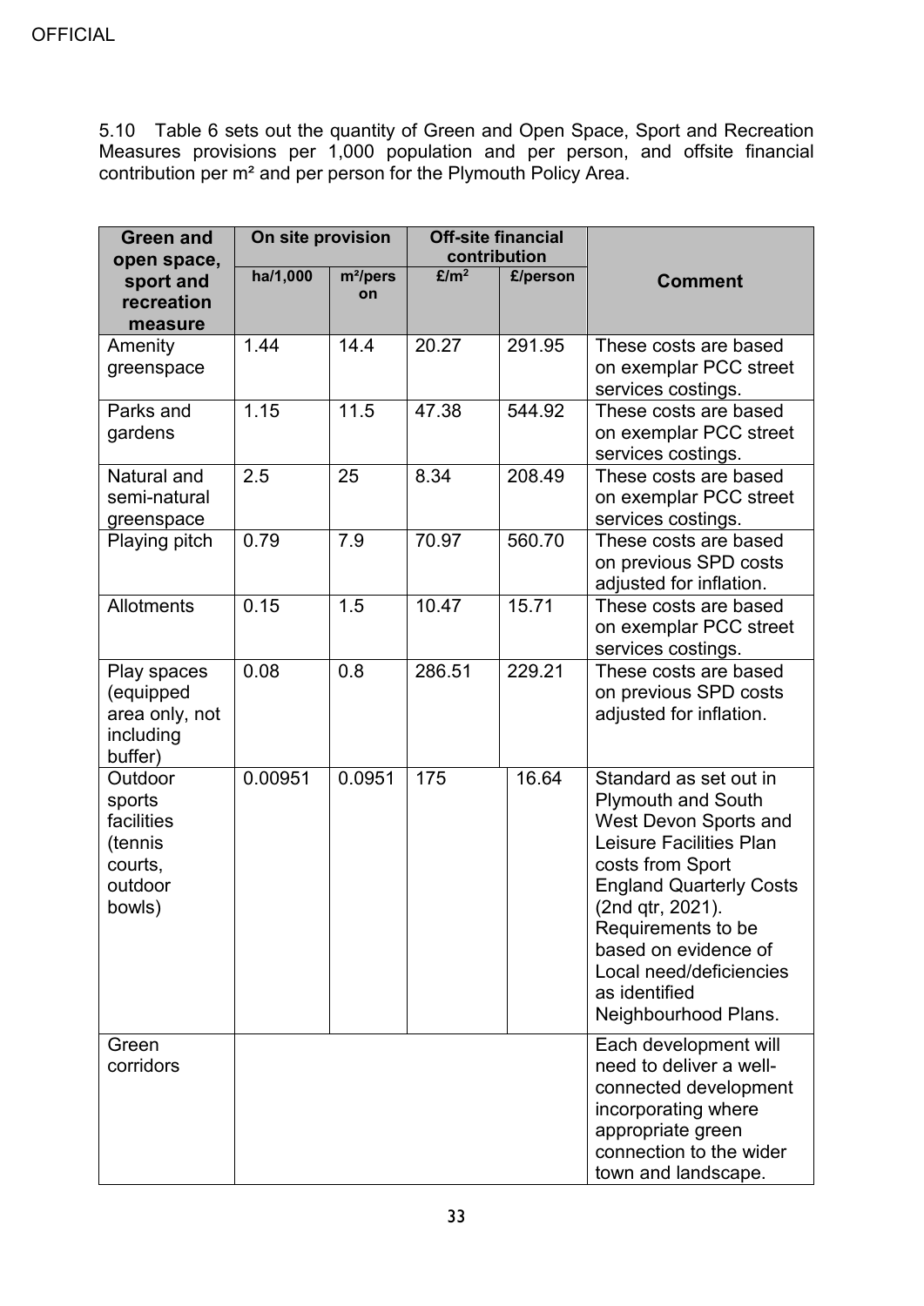5.10 Table 6 sets out the quantity of Green and Open Space, Sport and Recreation Measures provisions per 1,000 population and per person, and offsite financial contribution per m² and per person for the Plymouth Policy Area.

| Green and open space, sport and recreation measure | On site provision | | Off-site financial contribution | | Comment |
|---|---|---|---|---|---|
| | ha/1,000 | m²/person | £/m² | £/person | |
| Amenity greenspace | 1.44 | 14.4 | 20.27 | 291.95 | These costs are based on exemplar PCC street services costings. |
| Parks and gardens | 1.15 | 11.5 | 47.38 | 544.92 | These costs are based on exemplar PCC street services costings. |
| Natural and semi-natural greenspace | 2.5 | 25 | 8.34 | 208.49 | These costs are based on exemplar PCC street services costings. |
| Playing pitch | 0.79 | 7.9 | 70.97 | 560.70 | These costs are based on previous SPD costs adjusted for inflation. |
| Allotments | 0.15 | 1.5 | 10.47 | 15.71 | These costs are based on exemplar PCC street services costings. |
| Play spaces (equipped area only, not including buffer) | 0.08 | 0.8 | 286.51 | 229.21 | These costs are based on previous SPD costs adjusted for inflation. |
| Outdoor sports facilities (tennis courts, outdoor bowls) | 0.00951 | 0.0951 | 175 | 16.64 | Standard as set out in Plymouth and South West Devon Sports and Leisure Facilities Plan costs from Sport England Quarterly Costs (2nd qtr, 2021). Requirements to be based on evidence of Local need/deficiencies as identified Neighbourhood Plans. |
| Green corridors | | | | | Each development will need to deliver a well-connected development incorporating where appropriate green connection to the wider town and landscape. |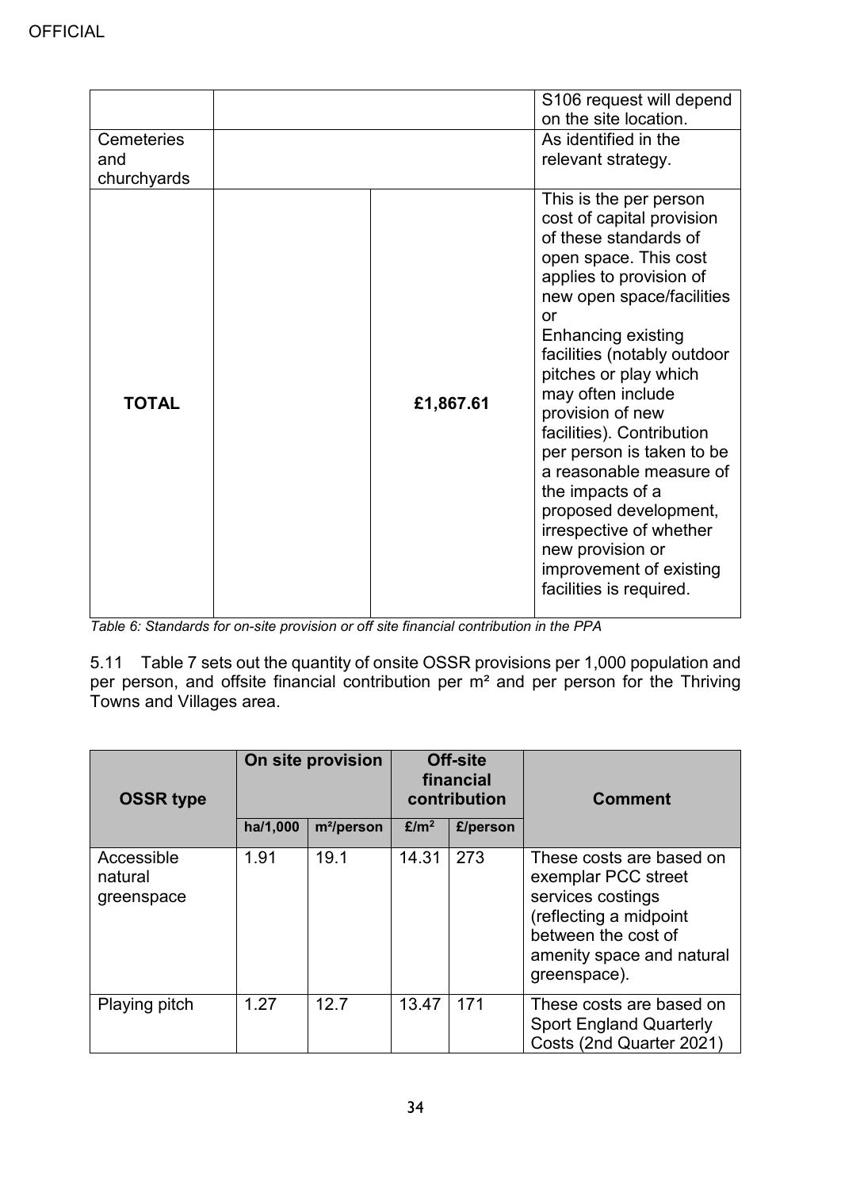OFFICIAL

| | | | |
|---|---|---|---|
| | | | S106 request will depend on the site location. |
| Cemeteries and churchyards | | | As identified in the relevant strategy. |
| **TOTAL** | | **£1,867.61** | This is the per person cost of capital provision of these standards of open space. This cost applies to provision of new open space/facilities or Enhancing existing facilities (notably outdoor pitches or play which may often include provision of new facilities). Contribution per person is taken to be a reasonable measure of the impacts of a proposed development, irrespective of whether new provision or improvement of existing facilities is required. |

*Table 6: Standards for on-site provision or off site financial contribution in the PPA*

5.11 Table 7 sets out the quantity of onsite OSSR provisions per 1,000 population and per person, and offsite financial contribution per m² and per person for the Thriving Towns and Villages area.

| OSSR type | On site provision | | Off-site financial contribution | | Comment |
|---|---|---|---|---|---|
| | ha/1,000 | m²/person | £/m² | £/person | |
| Accessible natural greenspace | 1.91 | 19.1 | 14.31 | 273 | These costs are based on exemplar PCC street services costings (reflecting a midpoint between the cost of amenity space and natural greenspace). |
| Playing pitch | 1.27 | 12.7 | 13.47 | 171 | These costs are based on Sport England Quarterly Costs (2nd Quarter 2021) |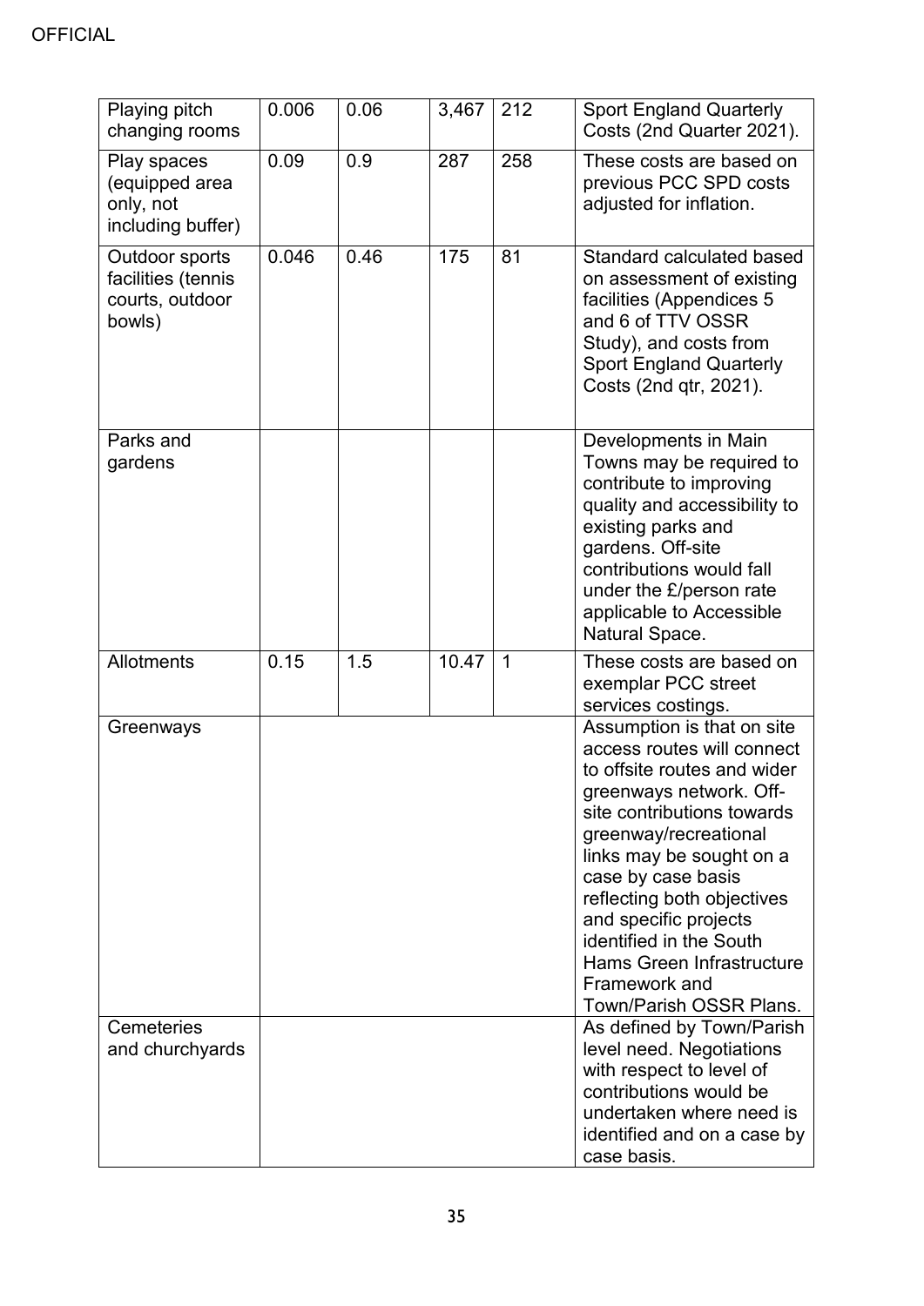| Playing pitch changing rooms | 0.006 | 0.06 | 3,467 | 212 | Sport England Quarterly Costs (2nd Quarter 2021). |
|---|---|---|---|---|---|
| Play spaces (equipped area only, not including buffer) | 0.09 | 0.9 | 287 | 258 | These costs are based on previous PCC SPD costs adjusted for inflation. |
| Outdoor sports facilities (tennis courts, outdoor bowls) | 0.046 | 0.46 | 175 | 81 | Standard calculated based on assessment of existing facilities (Appendices 5 and 6 of TTV OSSR Study), and costs from Sport England Quarterly Costs (2nd qtr, 2021). |
| Parks and gardens | | | | | Developments in Main Towns may be required to contribute to improving quality and accessibility to existing parks and gardens. Off-site contributions would fall under the £/person rate applicable to Accessible Natural Space. |
| Allotments | 0.15 | 1.5 | 10.47 | 1 | These costs are based on exemplar PCC street services costings. |
| Greenways | | | | | Assumption is that on site access routes will connect to offsite routes and wider greenways network. Off-site contributions towards greenway/recreational links may be sought on a case by case basis reflecting both objectives and specific projects identified in the South Hams Green Infrastructure Framework and Town/Parish OSSR Plans. |
| Cemeteries and churchyards | | | | | As defined by Town/Parish level need. Negotiations with respect to level of contributions would be undertaken where need is identified and on a case by case basis. |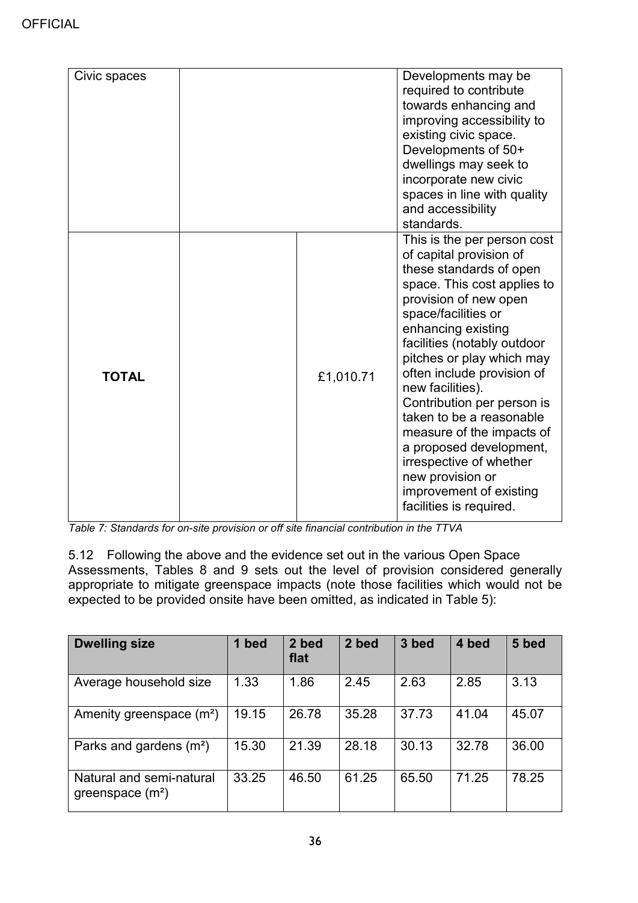OFFICIAL

| | | | |
|---|---|---|---|
| Civic spaces | | | Developments may be required to contribute towards enhancing and improving accessibility to existing civic space. Developments of 50+ dwellings may seek to incorporate new civic spaces in line with quality and accessibility standards. |
| **TOTAL** | | £1,010.71 | This is the per person cost of capital provision of these standards of open space. This cost applies to provision of new open space/facilities or enhancing existing facilities (notably outdoor pitches or play which may often include provision of new facilities). Contribution per person is taken to be a reasonable measure of the impacts of a proposed development, irrespective of whether new provision or improvement of existing facilities is required. |

*Table 7: Standards for on-site provision or off site financial contribution in the TTVA*

5.12 Following the above and the evidence set out in the various Open Space Assessments, Tables 8 and 9 sets out the level of provision considered generally appropriate to mitigate greenspace impacts (note those facilities which would not be expected to be provided onsite have been omitted, as indicated in Table 5):

| Dwelling size | 1 bed | 2 bed flat | 2 bed | 3 bed | 4 bed | 5 bed |
|---|---|---|---|---|---|---|
| Average household size | 1.33 | 1.86 | 2.45 | 2.63 | 2.85 | 3.13 |
| Amenity greenspace ($m^2$) | 19.15 | 26.78 | 35.28 | 37.73 | 41.04 | 45.07 |
| Parks and gardens ($m^2$) | 15.30 | 21.39 | 28.18 | 30.13 | 32.78 | 36.00 |
| Natural and semi-natural greenspace ($m^2$) | 33.25 | 46.50 | 61.25 | 65.50 | 71.25 | 78.25 |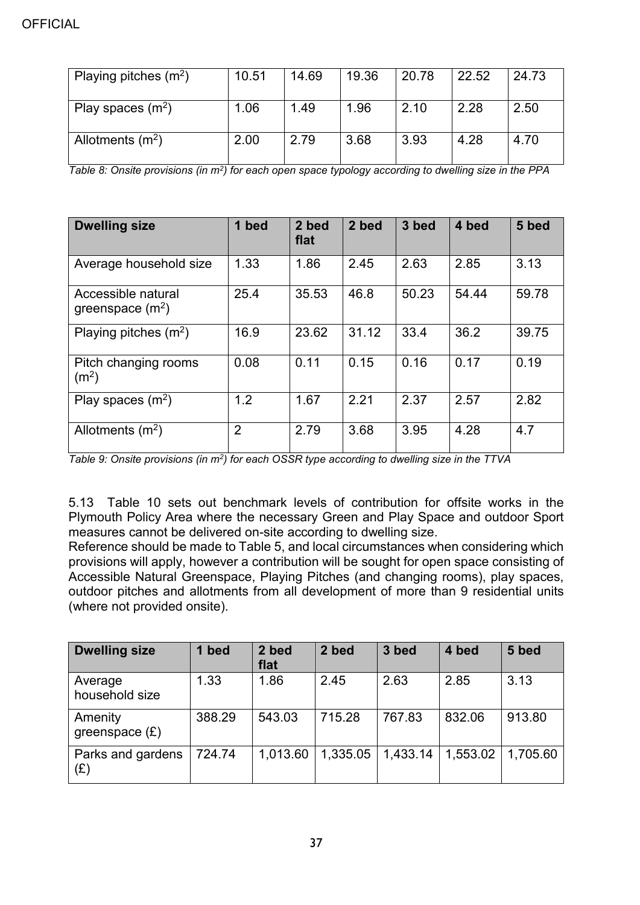| | | | | | | |
|---|---|---|---|---|---|---|
| Playing pitches ($m^2$) | 10.51 | 14.69 | 19.36 | 20.78 | 22.52 | 24.73 |
| Play spaces ($m^2$) | 1.06 | 1.49 | 1.96 | 2.10 | 2.28 | 2.50 |
| Allotments ($m^2$) | 2.00 | 2.79 | 3.68 | 3.93 | 4.28 | 4.70 |

*Table 8: Onsite provisions (in $m^2$) for each open space typology according to dwelling size in the PPA*

| Dwelling size | 1 bed | 2 bed flat | 2 bed | 3 bed | 4 bed | 5 bed |
|---|---|---|---|---|---|---|
| Average household size | 1.33 | 1.86 | 2.45 | 2.63 | 2.85 | 3.13 |
| Accessible natural greenspace ($m^2$) | 25.4 | 35.53 | 46.8 | 50.23 | 54.44 | 59.78 |
| Playing pitches ($m^2$) | 16.9 | 23.62 | 31.12 | 33.4 | 36.2 | 39.75 |
| Pitch changing rooms ($m^2$) | 0.08 | 0.11 | 0.15 | 0.16 | 0.17 | 0.19 |
| Play spaces ($m^2$) | 1.2 | 1.67 | 2.21 | 2.37 | 2.57 | 2.82 |
| Allotments ($m^2$) | 2 | 2.79 | 3.68 | 3.95 | 4.28 | 4.7 |

*Table 9: Onsite provisions (in $m^2$) for each OSSR type according to dwelling size in the TTVA*

5.13 Table 10 sets out benchmark levels of contribution for offsite works in the Plymouth Policy Area where the necessary Green and Play Space and outdoor Sport measures cannot be delivered on-site according to dwelling size.
Reference should be made to Table 5, and local circumstances when considering which provisions will apply, however a contribution will be sought for open space consisting of Accessible Natural Greenspace, Playing Pitches (and changing rooms), play spaces, outdoor pitches and allotments from all development of more than 9 residential units (where not provided onsite).

| Dwelling size | 1 bed | 2 bed flat | 2 bed | 3 bed | 4 bed | 5 bed |
|---|---|---|---|---|---|---|
| Average household size | 1.33 | 1.86 | 2.45 | 2.63 | 2.85 | 3.13 |
| Amenity greenspace (£) | 388.29 | 543.03 | 715.28 | 767.83 | 832.06 | 913.80 |
| Parks and gardens (£) | 724.74 | 1,013.60 | 1,335.05 | 1,433.14 | 1,553.02 | 1,705.60 |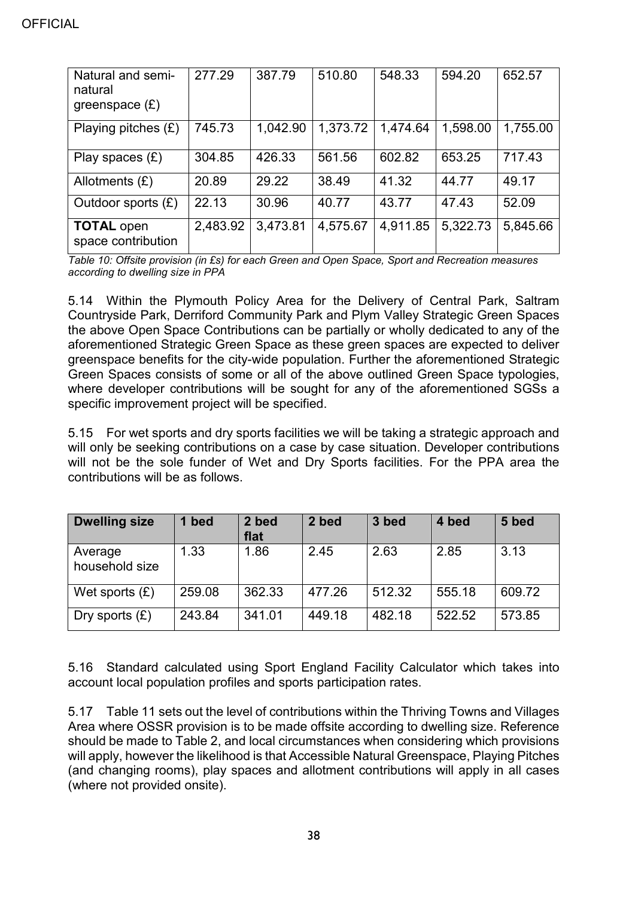| Natural and semi-natural greenspace (£) | 277.29 | 387.79 | 510.80 | 548.33 | 594.20 | 652.57 |
|---|---|---|---|---|---|---|
| Playing pitches (£) | 745.73 | 1,042.90 | 1,373.72 | 1,474.64 | 1,598.00 | 1,755.00 |
| Play spaces (£) | 304.85 | 426.33 | 561.56 | 602.82 | 653.25 | 717.43 |
| Allotments (£) | 20.89 | 29.22 | 38.49 | 41.32 | 44.77 | 49.17 |
| Outdoor sports (£) | 22.13 | 30.96 | 40.77 | 43.77 | 47.43 | 52.09 |
| **TOTAL** open space contribution | 2,483.92 | 3,473.81 | 4,575.67 | 4,911.85 | 5,322.73 | 5,845.66 |

*Table 10: Offsite provision (in £s) for each Green and Open Space, Sport and Recreation measures according to dwelling size in PPA*

5.14 Within the Plymouth Policy Area for the Delivery of Central Park, Saltram Countryside Park, Derriford Community Park and Plym Valley Strategic Green Spaces the above Open Space Contributions can be partially or wholly dedicated to any of the aforementioned Strategic Green Space as these green spaces are expected to deliver greenspace benefits for the city-wide population. Further the aforementioned Strategic Green Spaces consists of some or all of the above outlined Green Space typologies, where developer contributions will be sought for any of the aforementioned SGSs a specific improvement project will be specified.

5.15 For wet sports and dry sports facilities we will be taking a strategic approach and will only be seeking contributions on a case by case situation. Developer contributions will not be the sole funder of Wet and Dry Sports facilities. For the PPA area the contributions will be as follows.

| **Dwelling size** | **1 bed** | **2 bed flat** | **2 bed** | **3 bed** | **4 bed** | **5 bed** |
|---|---|---|---|---|---|---|
| Average household size | 1.33 | 1.86 | 2.45 | 2.63 | 2.85 | 3.13 |
| Wet sports (£) | 259.08 | 362.33 | 477.26 | 512.32 | 555.18 | 609.72 |
| Dry sports (£) | 243.84 | 341.01 | 449.18 | 482.18 | 522.52 | 573.85 |

5.16 Standard calculated using Sport England Facility Calculator which takes into account local population profiles and sports participation rates.

5.17 Table 11 sets out the level of contributions within the Thriving Towns and Villages Area where OSSR provision is to be made offsite according to dwelling size. Reference should be made to Table 2, and local circumstances when considering which provisions will apply, however the likelihood is that Accessible Natural Greenspace, Playing Pitches (and changing rooms), play spaces and allotment contributions will apply in all cases (where not provided onsite).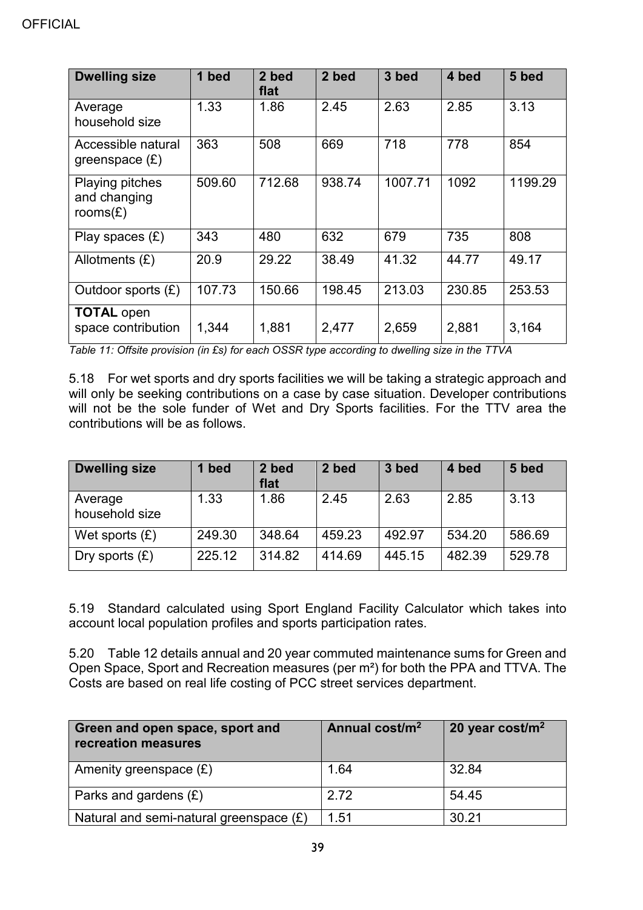| Dwelling size | 1 bed | 2 bed flat | 2 bed | 3 bed | 4 bed | 5 bed |
|---|---|---|---|---|---|---|
| Average household size | 1.33 | 1.86 | 2.45 | 2.63 | 2.85 | 3.13 |
| Accessible natural greenspace (£) | 363 | 508 | 669 | 718 | 778 | 854 |
| Playing pitches and changing rooms(£) | 509.60 | 712.68 | 938.74 | 1007.71 | 1092 | 1199.29 |
| Play spaces (£) | 343 | 480 | 632 | 679 | 735 | 808 |
| Allotments (£) | 20.9 | 29.22 | 38.49 | 41.32 | 44.77 | 49.17 |
| Outdoor sports (£) | 107.73 | 150.66 | 198.45 | 213.03 | 230.85 | 253.53 |
| **TOTAL** open space contribution | 1,344 | 1,881 | 2,477 | 2,659 | 2,881 | 3,164 |

*Table 11: Offsite provision (in £s) for each OSSR type according to dwelling size in the TTVA*

5.18 For wet sports and dry sports facilities we will be taking a strategic approach and will only be seeking contributions on a case by case situation. Developer contributions will not be the sole funder of Wet and Dry Sports facilities. For the TTV area the contributions will be as follows.

| Dwelling size | 1 bed | 2 bed flat | 2 bed | 3 bed | 4 bed | 5 bed |
|---|---|---|---|---|---|---|
| Average household size | 1.33 | 1.86 | 2.45 | 2.63 | 2.85 | 3.13 |
| Wet sports (£) | 249.30 | 348.64 | 459.23 | 492.97 | 534.20 | 586.69 |
| Dry sports (£) | 225.12 | 314.82 | 414.69 | 445.15 | 482.39 | 529.78 |

5.19 Standard calculated using Sport England Facility Calculator which takes into account local population profiles and sports participation rates.

5.20 Table 12 details annual and 20 year commuted maintenance sums for Green and Open Space, Sport and Recreation measures (per m²) for both the PPA and TTVA. The Costs are based on real life costing of PCC street services department.

| Green and open space, sport and recreation measures | Annual cost/m$^2$ | 20 year cost/m$^2$ |
|---|---|---|
| Amenity greenspace (£) | 1.64 | 32.84 |
| Parks and gardens (£) | 2.72 | 54.45 |
| Natural and semi-natural greenspace (£) | 1.51 | 30.21 |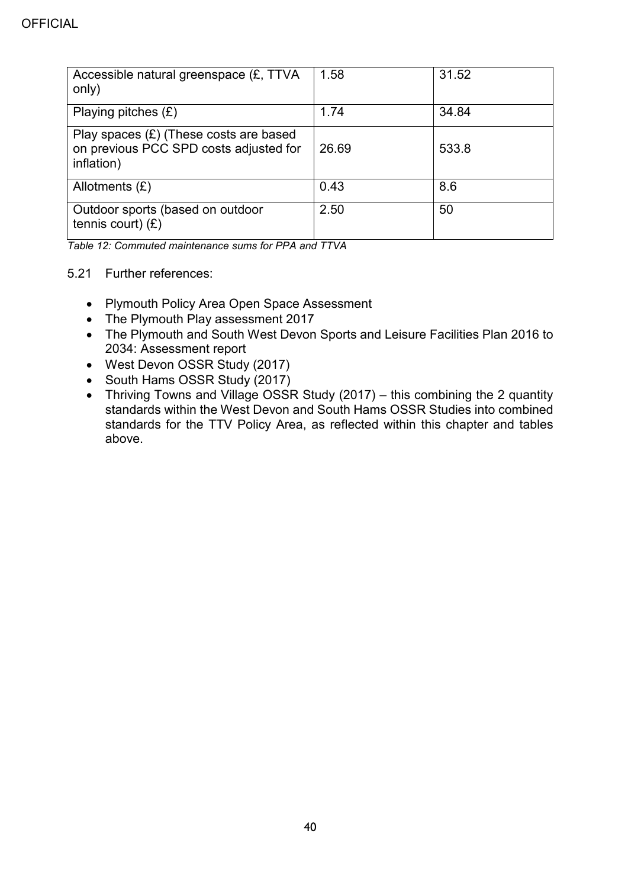| | | |
|---|---|---|
| Accessible natural greenspace (£, TTVA only) | 1.58 | 31.52 |
| Playing pitches (£) | 1.74 | 34.84 |
| Play spaces (£) (These costs are based on previous PCC SPD costs adjusted for inflation) | 26.69 | 533.8 |
| Allotments (£) | 0.43 | 8.6 |
| Outdoor sports (based on outdoor tennis court) (£) | 2.50 | 50 |

*Table 12: Commuted maintenance sums for PPA and TTVA*

5.21 Further references:

- Plymouth Policy Area Open Space Assessment
- The Plymouth Play assessment 2017
- The Plymouth and South West Devon Sports and Leisure Facilities Plan 2016 to 2034: Assessment report
- West Devon OSSR Study (2017)
- South Hams OSSR Study (2017)
- Thriving Towns and Village OSSR Study (2017) – this combining the 2 quantity standards within the West Devon and South Hams OSSR Studies into combined standards for the TTV Policy Area, as reflected within this chapter and tables above.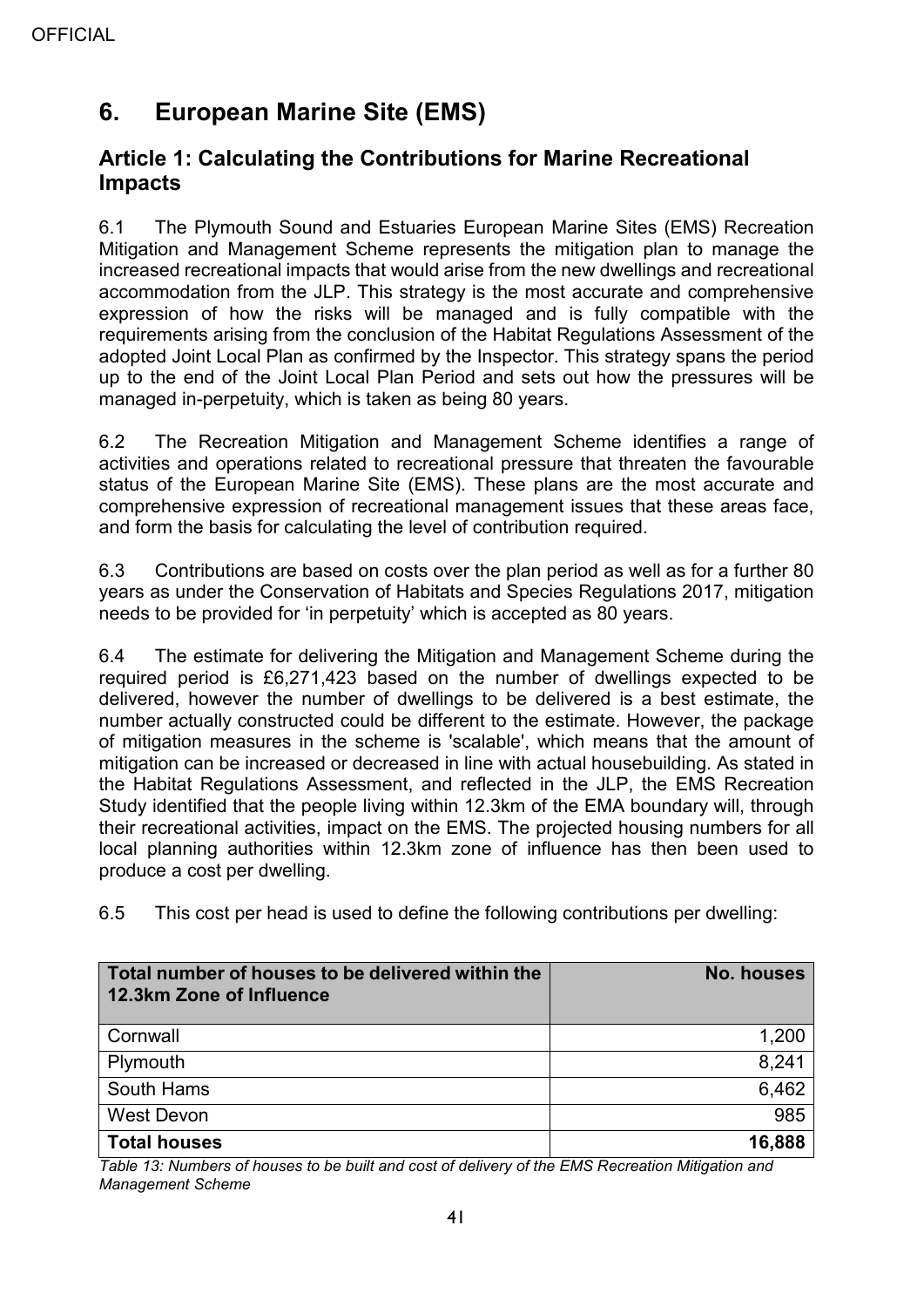## 6. European Marine Site (EMS)

### Article 1: Calculating the Contributions for Marine Recreational Impacts

6.1 The Plymouth Sound and Estuaries European Marine Sites (EMS) Recreation Mitigation and Management Scheme represents the mitigation plan to manage the increased recreational impacts that would arise from the new dwellings and recreational accommodation from the JLP. This strategy is the most accurate and comprehensive expression of how the risks will be managed and is fully compatible with the requirements arising from the conclusion of the Habitat Regulations Assessment of the adopted Joint Local Plan as confirmed by the Inspector. This strategy spans the period up to the end of the Joint Local Plan Period and sets out how the pressures will be managed in-perpetuity, which is taken as being 80 years.

6.2 The Recreation Mitigation and Management Scheme identifies a range of activities and operations related to recreational pressure that threaten the favourable status of the European Marine Site (EMS). These plans are the most accurate and comprehensive expression of recreational management issues that these areas face, and form the basis for calculating the level of contribution required.

6.3 Contributions are based on costs over the plan period as well as for a further 80 years as under the Conservation of Habitats and Species Regulations 2017, mitigation needs to be provided for 'in perpetuity' which is accepted as 80 years.

6.4 The estimate for delivering the Mitigation and Management Scheme during the required period is £6,271,423 based on the number of dwellings expected to be delivered, however the number of dwellings to be delivered is a best estimate, the number actually constructed could be different to the estimate. However, the package of mitigation measures in the scheme is 'scalable', which means that the amount of mitigation can be increased or decreased in line with actual housebuilding. As stated in the Habitat Regulations Assessment, and reflected in the JLP, the EMS Recreation Study identified that the people living within 12.3km of the EMA boundary will, through their recreational activities, impact on the EMS. The projected housing numbers for all local planning authorities within 12.3km zone of influence has then been used to produce a cost per dwelling.

6.5 This cost per head is used to define the following contributions per dwelling:

| Total number of houses to be delivered within the 12.3km Zone of Influence | No. houses |
|---|---:|
| Cornwall | 1,200 |
| Plymouth | 8,241 |
| South Hams | 6,462 |
| West Devon | 985 |
| **Total houses** | **16,888** |

*Table 13: Numbers of houses to be built and cost of delivery of the EMS Recreation Mitigation and Management Scheme*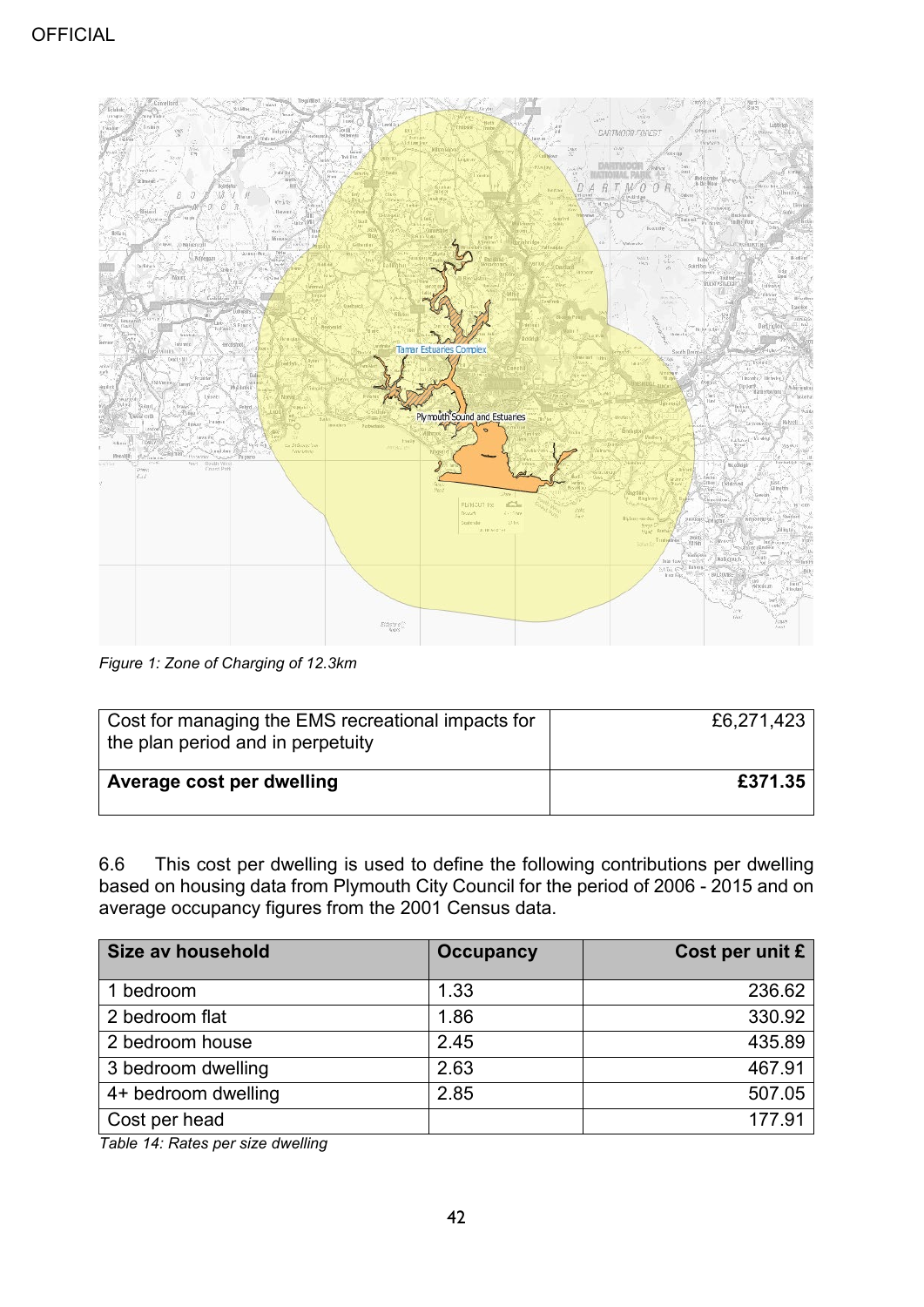OFFICIAL

*Figure 1: Zone of Charging of 12.3km*

| Cost for managing the EMS recreational impacts for the plan period and in perpetuity | £6,271,423 |
|---|---|
| **Average cost per dwelling** | **£371.35** |

6.6 This cost per dwelling is used to define the following contributions per dwelling based on housing data from Plymouth City Council for the period of 2006 - 2015 and on average occupancy figures from the 2001 Census data.

| Size av household | Occupancy | Cost per unit £ |
|---|---|---|
| 1 bedroom | 1.33 | 236.62 |
| 2 bedroom flat | 1.86 | 330.92 |
| 2 bedroom house | 2.45 | 435.89 |
| 3 bedroom dwelling | 2.63 | 467.91 |
| 4+ bedroom dwelling | 2.85 | 507.05 |
| Cost per head | | 177.91 |

*Table 14: Rates per size dwelling*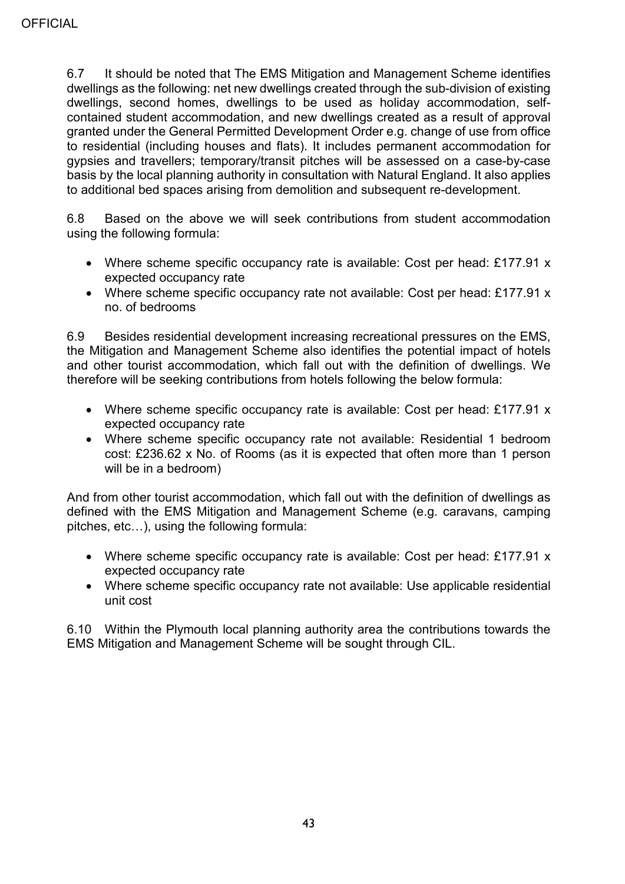6.7 It should be noted that The EMS Mitigation and Management Scheme identifies dwellings as the following: net new dwellings created through the sub-division of existing dwellings, second homes, dwellings to be used as holiday accommodation, self-contained student accommodation, and new dwellings created as a result of approval granted under the General Permitted Development Order e.g. change of use from office to residential (including houses and flats). It includes permanent accommodation for gypsies and travellers; temporary/transit pitches will be assessed on a case-by-case basis by the local planning authority in consultation with Natural England. It also applies to additional bed spaces arising from demolition and subsequent re-development.

6.8 Based on the above we will seek contributions from student accommodation using the following formula:

- Where scheme specific occupancy rate is available: Cost per head: £177.91 x expected occupancy rate
- Where scheme specific occupancy rate not available: Cost per head: £177.91 x no. of bedrooms

6.9 Besides residential development increasing recreational pressures on the EMS, the Mitigation and Management Scheme also identifies the potential impact of hotels and other tourist accommodation, which fall out with the definition of dwellings. We therefore will be seeking contributions from hotels following the below formula:

- Where scheme specific occupancy rate is available: Cost per head: £177.91 x expected occupancy rate
- Where scheme specific occupancy rate not available: Residential 1 bedroom cost: £236.62 x No. of Rooms (as it is expected that often more than 1 person will be in a bedroom)

And from other tourist accommodation, which fall out with the definition of dwellings as defined with the EMS Mitigation and Management Scheme (e.g. caravans, camping pitches, etc…), using the following formula:

- Where scheme specific occupancy rate is available: Cost per head: £177.91 x expected occupancy rate
- Where scheme specific occupancy rate not available: Use applicable residential unit cost

6.10 Within the Plymouth local planning authority area the contributions towards the EMS Mitigation and Management Scheme will be sought through CIL.